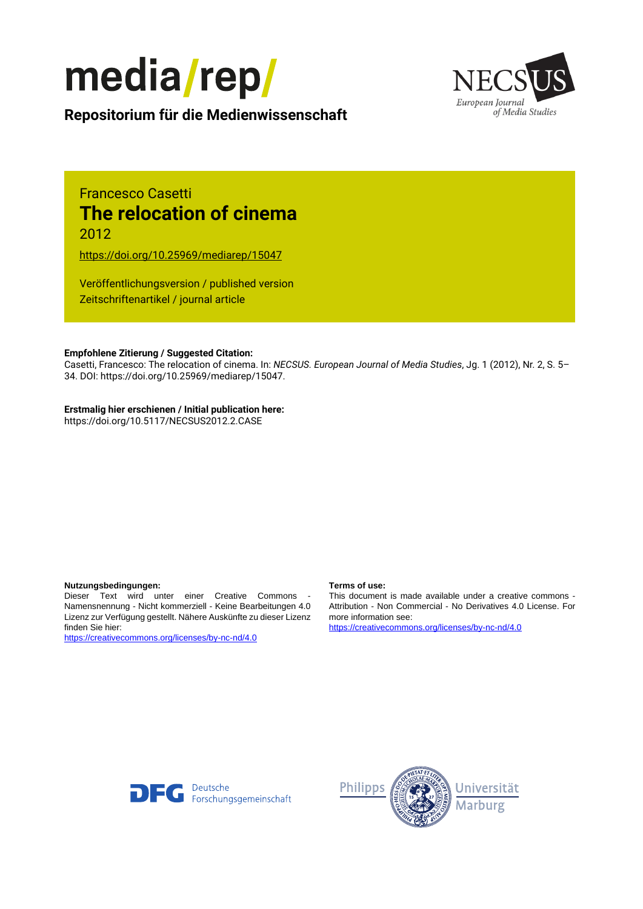media/rep/

**Repositorium für die Medienwissenschaft**

NECSUS European Journal of Media Studies

Francesco Casetti

# The relocation of cinema

2012

https://doi.org/10.25969/mediarep/15047

Veröffentlichungsversion / published version
Zeitschriftenartikel / journal article

**Empfohlene Zitierung / Suggested Citation:**
Casetti, Francesco: The relocation of cinema. In: *NECSUS. European Journal of Media Studies*, Jg. 1 (2012), Nr. 2, S. 5–34. DOI: https://doi.org/10.25969/mediarep/15047.

**Erstmalig hier erschienen / Initial publication here:**
https://doi.org/10.5117/NECSUS2012.2.CASE

**Nutzungsbedingungen:**
Dieser Text wird unter einer Creative Commons - Namensnennung - Nicht kommerziell - Keine Bearbeitungen 4.0 Lizenz zur Verfügung gestellt. Nähere Auskünfte zu dieser Lizenz finden Sie hier:
https://creativecommons.org/licenses/by-nc-nd/4.0

**Terms of use:**
This document is made available under a creative commons - Attribution - Non Commercial - No Derivatives 4.0 License. For more information see:
https://creativecommons.org/licenses/by-nc-nd/4.0

Deutsche Forschungsgemeinschaft

Philipps Universität Marburg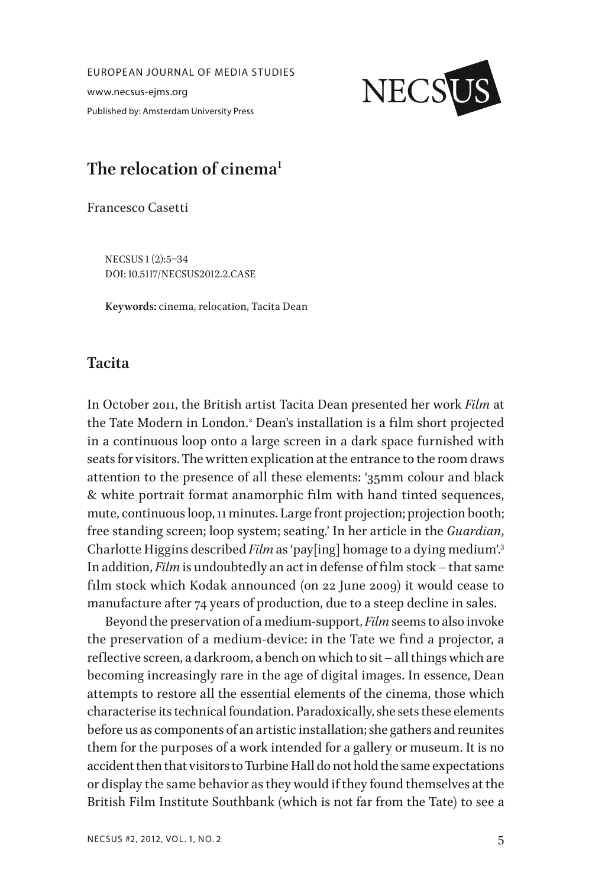EUROPEAN JOURNAL OF MEDIA STUDIES

www.necsus-ejms.org

Published by: Amsterdam University Press

# The relocation of cinema[1]

Francesco Casetti

NECSUS 1 (2):5–34
DOI: 10.5117/NECSUS2012.2.CASE

**Keywords:** cinema, relocation, Tacita Dean

## Tacita

In October 2011, the British artist Tacita Dean presented her work *Film* at the Tate Modern in London.[2] Dean's installation is a film short projected in a continuous loop onto a large screen in a dark space furnished with seats for visitors. The written explication at the entrance to the room draws attention to the presence of all these elements: '35mm colour and black & white portrait format anamorphic film with hand tinted sequences, mute, continuous loop, 11 minutes. Large front projection; projection booth; free standing screen; loop system; seating.' In her article in the *Guardian*, Charlotte Higgins described *Film* as 'pay[ing] homage to a dying medium'.[3] In addition, *Film* is undoubtedly an act in defense of film stock – that same film stock which Kodak announced (on 22 June 2009) it would cease to manufacture after 74 years of production, due to a steep decline in sales.

Beyond the preservation of a medium-support, *Film* seems to also invoke the preservation of a medium-device: in the Tate we find a projector, a reflective screen, a darkroom, a bench on which to sit – all things which are becoming increasingly rare in the age of digital images. In essence, Dean attempts to restore all the essential elements of the cinema, those which characterise its technical foundation. Paradoxically, she sets these elements before us as components of an artistic installation; she gathers and reunites them for the purposes of a work intended for a gallery or museum. It is no accident then that visitors to Turbine Hall do not hold the same expectations or display the same behavior as they would if they found themselves at the British Film Institute Southbank (which is not far from the Tate) to see a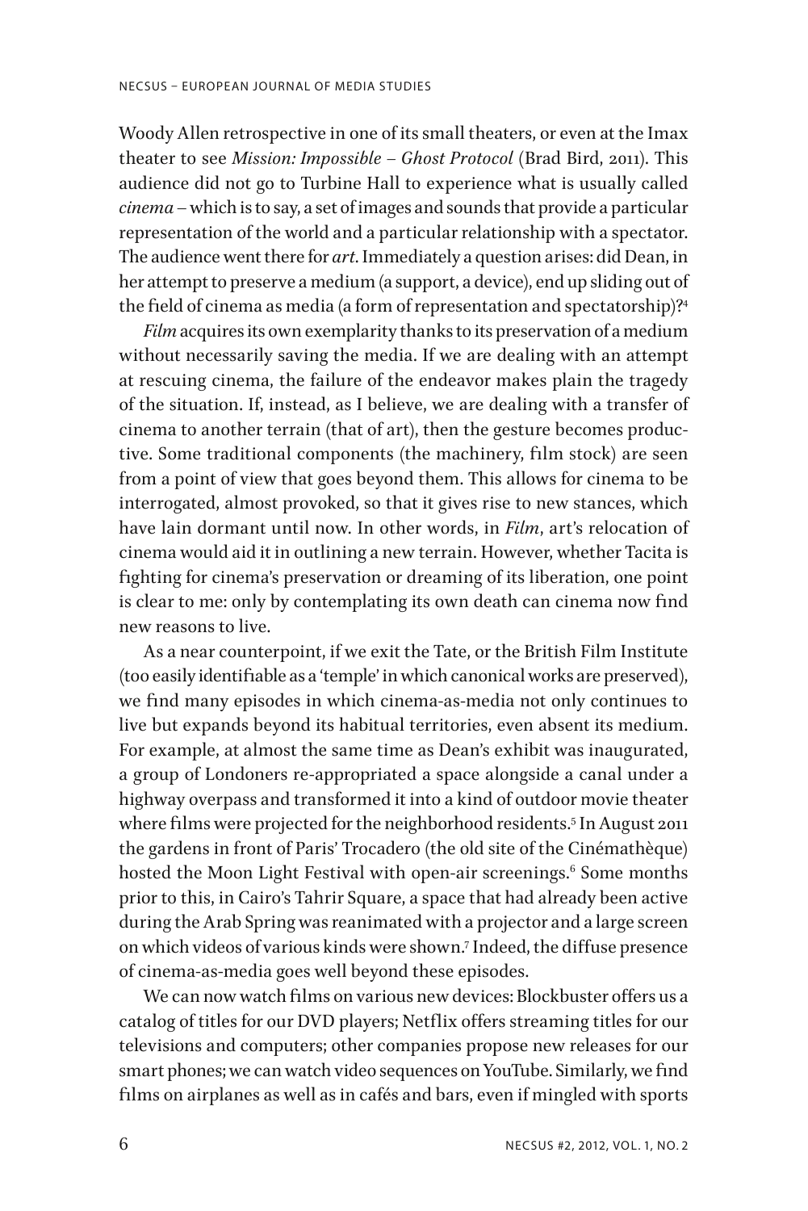Woody Allen retrospective in one of its small theaters, or even at the Imax theater to see *Mission: Impossible – Ghost Protocol* (Brad Bird, 2011). This audience did not go to Turbine Hall to experience what is usually called *cinema* – which is to say, a set of images and sounds that provide a particular representation of the world and a particular relationship with a spectator. The audience went there for *art*. Immediately a question arises: did Dean, in her attempt to preserve a medium (a support, a device), end up sliding out of the field of cinema as media (a form of representation and spectatorship)?[4]

*Film* acquires its own exemplarity thanks to its preservation of a medium without necessarily saving the media. If we are dealing with an attempt at rescuing cinema, the failure of the endeavor makes plain the tragedy of the situation. If, instead, as I believe, we are dealing with a transfer of cinema to another terrain (that of art), then the gesture becomes productive. Some traditional components (the machinery, film stock) are seen from a point of view that goes beyond them. This allows for cinema to be interrogated, almost provoked, so that it gives rise to new stances, which have lain dormant until now. In other words, in *Film*, art's relocation of cinema would aid it in outlining a new terrain. However, whether Tacita is fighting for cinema's preservation or dreaming of its liberation, one point is clear to me: only by contemplating its own death can cinema now find new reasons to live.

As a near counterpoint, if we exit the Tate, or the British Film Institute (too easily identifiable as a 'temple' in which canonical works are preserved), we find many episodes in which cinema-as-media not only continues to live but expands beyond its habitual territories, even absent its medium. For example, at almost the same time as Dean's exhibit was inaugurated, a group of Londoners re-appropriated a space alongside a canal under a highway overpass and transformed it into a kind of outdoor movie theater where films were projected for the neighborhood residents.[5] In August 2011 the gardens in front of Paris' Trocadero (the old site of the Cinémathèque) hosted the Moon Light Festival with open-air screenings.[6] Some months prior to this, in Cairo's Tahrir Square, a space that had already been active during the Arab Spring was reanimated with a projector and a large screen on which videos of various kinds were shown.[7] Indeed, the diffuse presence of cinema-as-media goes well beyond these episodes.

We can now watch films on various new devices: Blockbuster offers us a catalog of titles for our DVD players; Netflix offers streaming titles for our televisions and computers; other companies propose new releases for our smart phones; we can watch video sequences on YouTube. Similarly, we find films on airplanes as well as in cafés and bars, even if mingled with sports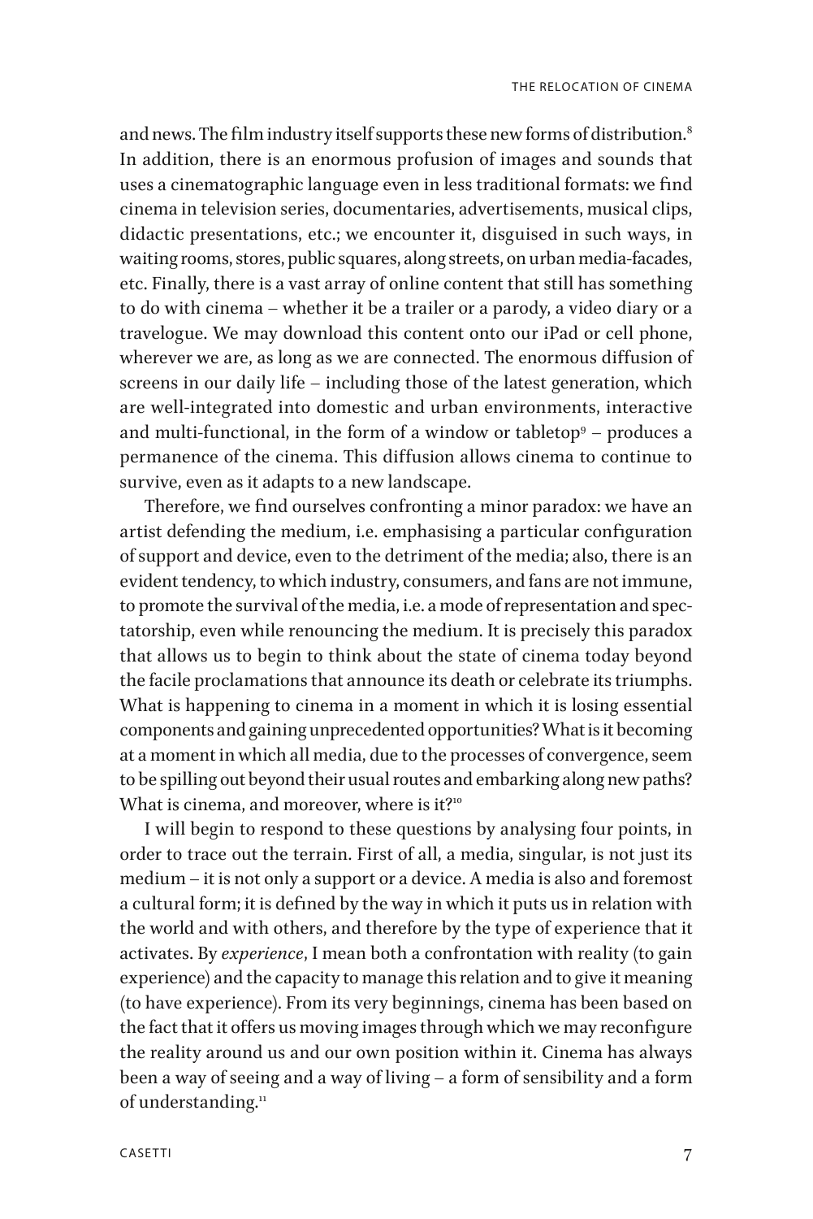and news. The film industry itself supports these new forms of distribution.[8] In addition, there is an enormous profusion of images and sounds that uses a cinematographic language even in less traditional formats: we find cinema in television series, documentaries, advertisements, musical clips, didactic presentations, etc.; we encounter it, disguised in such ways, in waiting rooms, stores, public squares, along streets, on urban media-facades, etc. Finally, there is a vast array of online content that still has something to do with cinema – whether it be a trailer or a parody, a video diary or a travelogue. We may download this content onto our iPad or cell phone, wherever we are, as long as we are connected. The enormous diffusion of screens in our daily life – including those of the latest generation, which are well-integrated into domestic and urban environments, interactive and multi-functional, in the form of a window or tabletop[9] – produces a permanence of the cinema. This diffusion allows cinema to continue to survive, even as it adapts to a new landscape.

Therefore, we find ourselves confronting a minor paradox: we have an artist defending the medium, i.e. emphasising a particular configuration of support and device, even to the detriment of the media; also, there is an evident tendency, to which industry, consumers, and fans are not immune, to promote the survival of the media, i.e. a mode of representation and spectatorship, even while renouncing the medium. It is precisely this paradox that allows us to begin to think about the state of cinema today beyond the facile proclamations that announce its death or celebrate its triumphs. What is happening to cinema in a moment in which it is losing essential components and gaining unprecedented opportunities? What is it becoming at a moment in which all media, due to the processes of convergence, seem to be spilling out beyond their usual routes and embarking along new paths? What is cinema, and moreover, where is it?[10]

I will begin to respond to these questions by analysing four points, in order to trace out the terrain. First of all, a media, singular, is not just its medium – it is not only a support or a device. A media is also and foremost a cultural form; it is defined by the way in which it puts us in relation with the world and with others, and therefore by the type of experience that it activates. By *experience*, I mean both a confrontation with reality (to gain experience) and the capacity to manage this relation and to give it meaning (to have experience). From its very beginnings, cinema has been based on the fact that it offers us moving images through which we may reconfigure the reality around us and our own position within it. Cinema has always been a way of seeing and a way of living – a form of sensibility and a form of understanding.[11]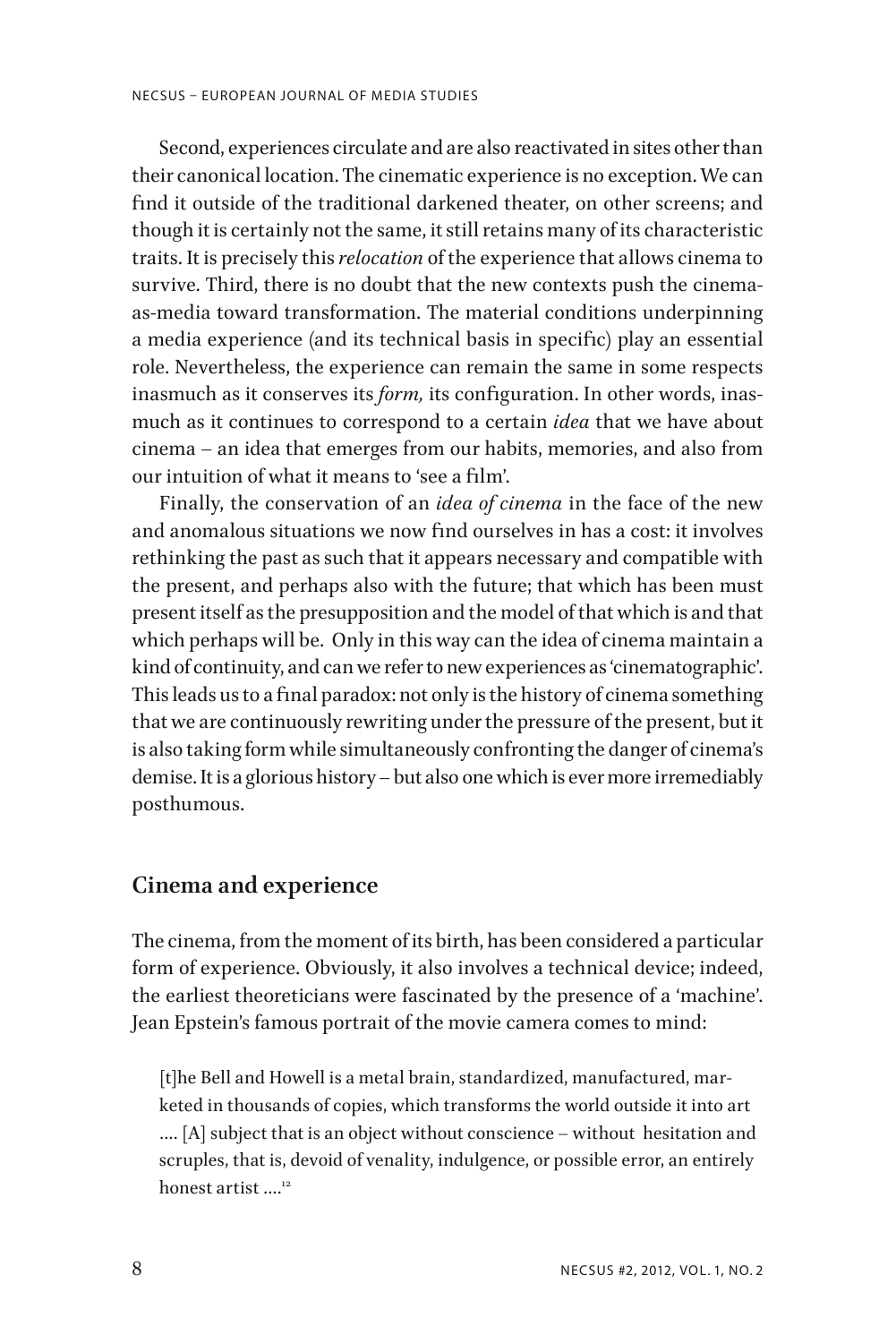Second, experiences circulate and are also reactivated in sites other than their canonical location. The cinematic experience is no exception. We can find it outside of the traditional darkened theater, on other screens; and though it is certainly not the same, it still retains many of its characteristic traits. It is precisely this *relocation* of the experience that allows cinema to survive. Third, there is no doubt that the new contexts push the cinema-as-media toward transformation. The material conditions underpinning a media experience (and its technical basis in specific) play an essential role. Nevertheless, the experience can remain the same in some respects inasmuch as it conserves its *form,* its configuration. In other words, inasmuch as it continues to correspond to a certain *idea* that we have about cinema – an idea that emerges from our habits, memories, and also from our intuition of what it means to 'see a film'.

Finally, the conservation of an *idea of cinema* in the face of the new and anomalous situations we now find ourselves in has a cost: it involves rethinking the past as such that it appears necessary and compatible with the present, and perhaps also with the future; that which has been must present itself as the presupposition and the model of that which is and that which perhaps will be. Only in this way can the idea of cinema maintain a kind of continuity, and can we refer to new experiences as 'cinematographic'. This leads us to a final paradox: not only is the history of cinema something that we are continuously rewriting under the pressure of the present, but it is also taking form while simultaneously confronting the danger of cinema's demise. It is a glorious history – but also one which is ever more irremediably posthumous.

## Cinema and experience

The cinema, from the moment of its birth, has been considered a particular form of experience. Obviously, it also involves a technical device; indeed, the earliest theoreticians were fascinated by the presence of a 'machine'. Jean Epstein's famous portrait of the movie camera comes to mind:

> [t]he Bell and Howell is a metal brain, standardized, manufactured, marketed in thousands of copies, which transforms the world outside it into art .... [A] subject that is an object without conscience – without hesitation and scruples, that is, devoid of venality, indulgence, or possible error, an entirely honest artist ....[12]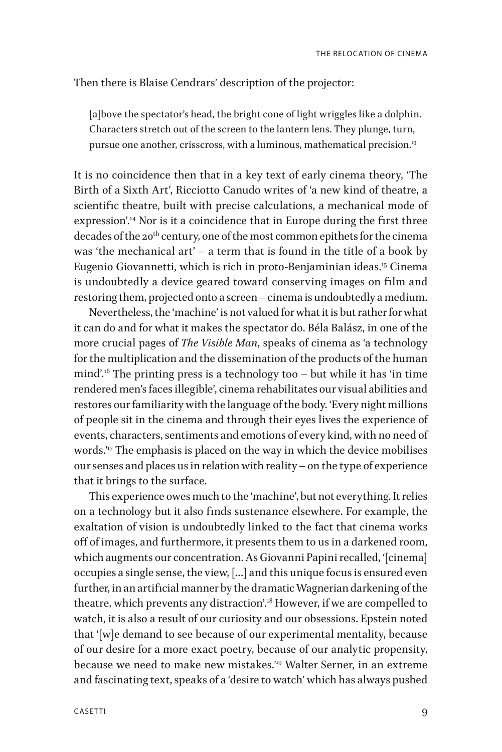Then there is Blaise Cendrars' description of the projector:

> [a]bove the spectator's head, the bright cone of light wriggles like a dolphin. Characters stretch out of the screen to the lantern lens. They plunge, turn, pursue one another, crisscross, with a luminous, mathematical precision.[13]

It is no coincidence then that in a key text of early cinema theory, 'The Birth of a Sixth Art', Ricciotto Canudo writes of 'a new kind of theatre, a scientific theatre, built with precise calculations, a mechanical mode of expression'.[14] Nor is it a coincidence that in Europe during the first three decades of the 20th century, one of the most common epithets for the cinema was 'the mechanical art' – a term that is found in the title of a book by Eugenio Giovannetti, which is rich in proto-Benjaminian ideas.[15] Cinema is undoubtedly a device geared toward conserving images on film and restoring them, projected onto a screen – cinema is undoubtedly a medium.

Nevertheless, the 'machine' is not valued for what it is but rather for what it can do and for what it makes the spectator do. Béla Balász, in one of the more crucial pages of *The Visible Man*, speaks of cinema as 'a technology for the multiplication and the dissemination of the products of the human mind'.[16] The printing press is a technology too – but while it has 'in time rendered men's faces illegible', cinema rehabilitates our visual abilities and restores our familiarity with the language of the body. 'Every night millions of people sit in the cinema and through their eyes lives the experience of events, characters, sentiments and emotions of every kind, with no need of words.'[17] The emphasis is placed on the way in which the device mobilises our senses and places us in relation with reality – on the type of experience that it brings to the surface.

This experience owes much to the 'machine', but not everything. It relies on a technology but it also finds sustenance elsewhere. For example, the exaltation of vision is undoubtedly linked to the fact that cinema works off of images, and furthermore, it presents them to us in a darkened room, which augments our concentration. As Giovanni Papini recalled, '[cinema] occupies a single sense, the view, [...] and this unique focus is ensured even further, in an artificial manner by the dramatic Wagnerian darkening of the theatre, which prevents any distraction'.[18] However, if we are compelled to watch, it is also a result of our curiosity and our obsessions. Epstein noted that '[w]e demand to see because of our experimental mentality, because of our desire for a more exact poetry, because of our analytic propensity, because we need to make new mistakes.'[19] Walter Serner, in an extreme and fascinating text, speaks of a 'desire to watch' which has always pushed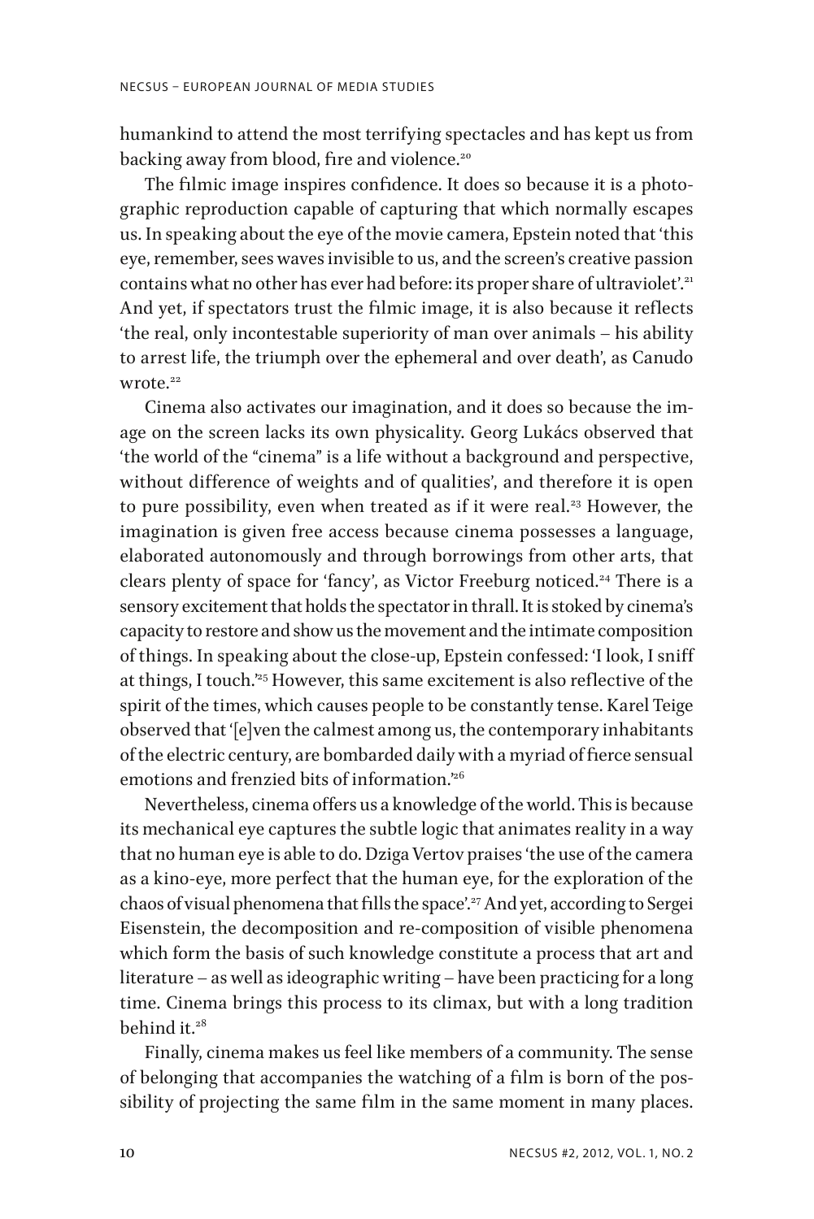humankind to attend the most terrifying spectacles and has kept us from backing away from blood, fire and violence.[20]

The filmic image inspires confidence. It does so because it is a photographic reproduction capable of capturing that which normally escapes us. In speaking about the eye of the movie camera, Epstein noted that 'this eye, remember, sees waves invisible to us, and the screen's creative passion contains what no other has ever had before: its proper share of ultraviolet'.[21] And yet, if spectators trust the filmic image, it is also because it reflects 'the real, only incontestable superiority of man over animals – his ability to arrest life, the triumph over the ephemeral and over death', as Canudo wrote.[22]

Cinema also activates our imagination, and it does so because the image on the screen lacks its own physicality. Georg Lukács observed that 'the world of the "cinema" is a life without a background and perspective, without difference of weights and of qualities', and therefore it is open to pure possibility, even when treated as if it were real.[23] However, the imagination is given free access because cinema possesses a language, elaborated autonomously and through borrowings from other arts, that clears plenty of space for 'fancy', as Victor Freeburg noticed.[24] There is a sensory excitement that holds the spectator in thrall. It is stoked by cinema's capacity to restore and show us the movement and the intimate composition of things. In speaking about the close-up, Epstein confessed: 'I look, I sniff at things, I touch.'[25] However, this same excitement is also reflective of the spirit of the times, which causes people to be constantly tense. Karel Teige observed that '[e]ven the calmest among us, the contemporary inhabitants of the electric century, are bombarded daily with a myriad of fierce sensual emotions and frenzied bits of information.'[26]

Nevertheless, cinema offers us a knowledge of the world. This is because its mechanical eye captures the subtle logic that animates reality in a way that no human eye is able to do. Dziga Vertov praises 'the use of the camera as a kino-eye, more perfect that the human eye, for the exploration of the chaos of visual phenomena that fills the space'.[27] And yet, according to Sergei Eisenstein, the decomposition and re-composition of visible phenomena which form the basis of such knowledge constitute a process that art and literature – as well as ideographic writing – have been practicing for a long time. Cinema brings this process to its climax, but with a long tradition behind it.[28]

Finally, cinema makes us feel like members of a community. The sense of belonging that accompanies the watching of a film is born of the possibility of projecting the same film in the same moment in many places.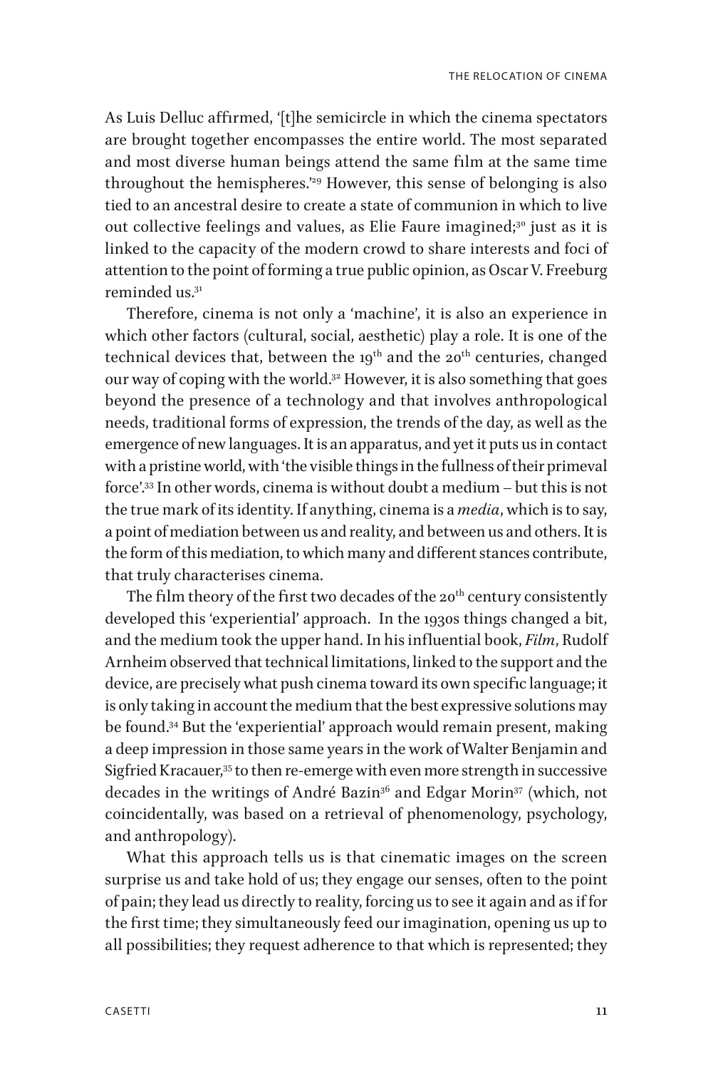As Luis Delluc affirmed, '[t]he semicircle in which the cinema spectators are brought together encompasses the entire world. The most separated and most diverse human beings attend the same film at the same time throughout the hemispheres.'[29] However, this sense of belonging is also tied to an ancestral desire to create a state of communion in which to live out collective feelings and values, as Elie Faure imagined;[30] just as it is linked to the capacity of the modern crowd to share interests and foci of attention to the point of forming a true public opinion, as Oscar V. Freeburg reminded us.[31]

Therefore, cinema is not only a 'machine', it is also an experience in which other factors (cultural, social, aesthetic) play a role. It is one of the technical devices that, between the 19th and the 20th centuries, changed our way of coping with the world.[32] However, it is also something that goes beyond the presence of a technology and that involves anthropological needs, traditional forms of expression, the trends of the day, as well as the emergence of new languages. It is an apparatus, and yet it puts us in contact with a pristine world, with 'the visible things in the fullness of their primeval force'.[33] In other words, cinema is without doubt a medium – but this is not the true mark of its identity. If anything, cinema is a *media*, which is to say, a point of mediation between us and reality, and between us and others. It is the form of this mediation, to which many and different stances contribute, that truly characterises cinema.

The film theory of the first two decades of the 20th century consistently developed this 'experiential' approach. In the 1930s things changed a bit, and the medium took the upper hand. In his influential book, *Film*, Rudolf Arnheim observed that technical limitations, linked to the support and the device, are precisely what push cinema toward its own specific language; it is only taking in account the medium that the best expressive solutions may be found.[34] But the 'experiential' approach would remain present, making a deep impression in those same years in the work of Walter Benjamin and Sigfried Kracauer,[35] to then re-emerge with even more strength in successive decades in the writings of André Bazin[36] and Edgar Morin[37] (which, not coincidentally, was based on a retrieval of phenomenology, psychology, and anthropology).

What this approach tells us is that cinematic images on the screen surprise us and take hold of us; they engage our senses, often to the point of pain; they lead us directly to reality, forcing us to see it again and as if for the first time; they simultaneously feed our imagination, opening us up to all possibilities; they request adherence to that which is represented; they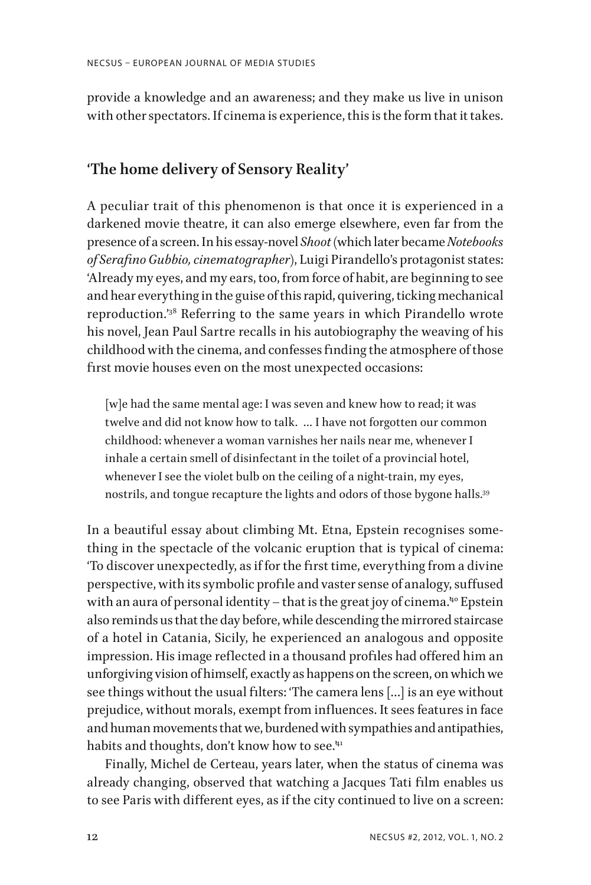provide a knowledge and an awareness; and they make us live in unison with other spectators. If cinema is experience, this is the form that it takes.

## 'The home delivery of Sensory Reality'

A peculiar trait of this phenomenon is that once it is experienced in a darkened movie theatre, it can also emerge elsewhere, even far from the presence of a screen. In his essay-novel *Shoot* (which later became *Notebooks of Serafino Gubbio, cinematographer*), Luigi Pirandello's protagonist states: 'Already my eyes, and my ears, too, from force of habit, are beginning to see and hear everything in the guise of this rapid, quivering, ticking mechanical reproduction.'[38] Referring to the same years in which Pirandello wrote his novel, Jean Paul Sartre recalls in his autobiography the weaving of his childhood with the cinema, and confesses finding the atmosphere of those first movie houses even on the most unexpected occasions:

> [w]e had the same mental age: I was seven and knew how to read; it was twelve and did not know how to talk. ... I have not forgotten our common childhood: whenever a woman varnishes her nails near me, whenever I inhale a certain smell of disinfectant in the toilet of a provincial hotel, whenever I see the violet bulb on the ceiling of a night-train, my eyes, nostrils, and tongue recapture the lights and odors of those bygone halls.[39]

In a beautiful essay about climbing Mt. Etna, Epstein recognises something in the spectacle of the volcanic eruption that is typical of cinema: 'To discover unexpectedly, as if for the first time, everything from a divine perspective, with its symbolic profile and vaster sense of analogy, suffused with an aura of personal identity – that is the great joy of cinema.'[40] Epstein also reminds us that the day before, while descending the mirrored staircase of a hotel in Catania, Sicily, he experienced an analogous and opposite impression. His image reflected in a thousand profiles had offered him an unforgiving vision of himself, exactly as happens on the screen, on which we see things without the usual filters: 'The camera lens [...] is an eye without prejudice, without morals, exempt from influences. It sees features in face and human movements that we, burdened with sympathies and antipathies, habits and thoughts, don't know how to see.'[41]

Finally, Michel de Certeau, years later, when the status of cinema was already changing, observed that watching a Jacques Tati film enables us to see Paris with different eyes, as if the city continued to live on a screen: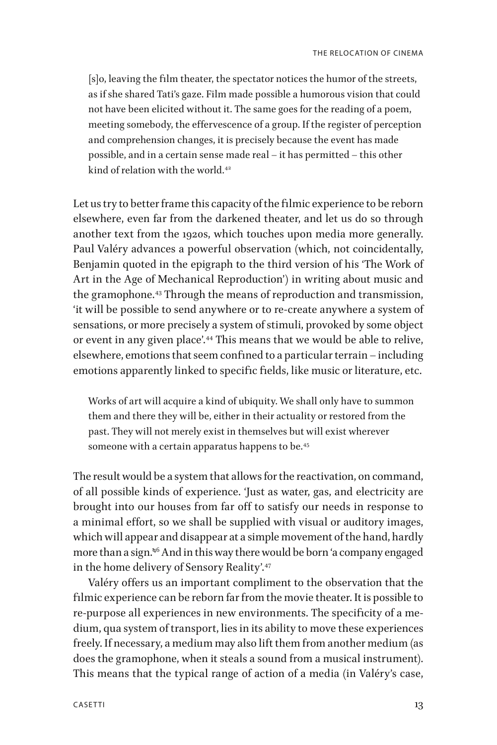> [s]o, leaving the film theater, the spectator notices the humor of the streets, as if she shared Tati's gaze. Film made possible a humorous vision that could not have been elicited without it. The same goes for the reading of a poem, meeting somebody, the effervescence of a group. If the register of perception and comprehension changes, it is precisely because the event has made possible, and in a certain sense made real – it has permitted – this other kind of relation with the world.[42]

Let us try to better frame this capacity of the filmic experience to be reborn elsewhere, even far from the darkened theater, and let us do so through another text from the 1920s, which touches upon media more generally. Paul Valéry advances a powerful observation (which, not coincidentally, Benjamin quoted in the epigraph to the third version of his 'The Work of Art in the Age of Mechanical Reproduction') in writing about music and the gramophone.[43] Through the means of reproduction and transmission, 'it will be possible to send anywhere or to re-create anywhere a system of sensations, or more precisely a system of stimuli, provoked by some object or event in any given place'.[44] This means that we would be able to relive, elsewhere, emotions that seem confined to a particular terrain – including emotions apparently linked to specific fields, like music or literature, etc.

> Works of art will acquire a kind of ubiquity. We shall only have to summon them and there they will be, either in their actuality or restored from the past. They will not merely exist in themselves but will exist wherever someone with a certain apparatus happens to be.[45]

The result would be a system that allows for the reactivation, on command, of all possible kinds of experience. 'Just as water, gas, and electricity are brought into our houses from far off to satisfy our needs in response to a minimal effort, so we shall be supplied with visual or auditory images, which will appear and disappear at a simple movement of the hand, hardly more than a sign.'[46] And in this way there would be born 'a company engaged in the home delivery of Sensory Reality'.[47]

Valéry offers us an important compliment to the observation that the filmic experience can be reborn far from the movie theater. It is possible to re-purpose all experiences in new environments. The specificity of a medium, qua system of transport, lies in its ability to move these experiences freely. If necessary, a medium may also lift them from another medium (as does the gramophone, when it steals a sound from a musical instrument). This means that the typical range of action of a media (in Valéry's case,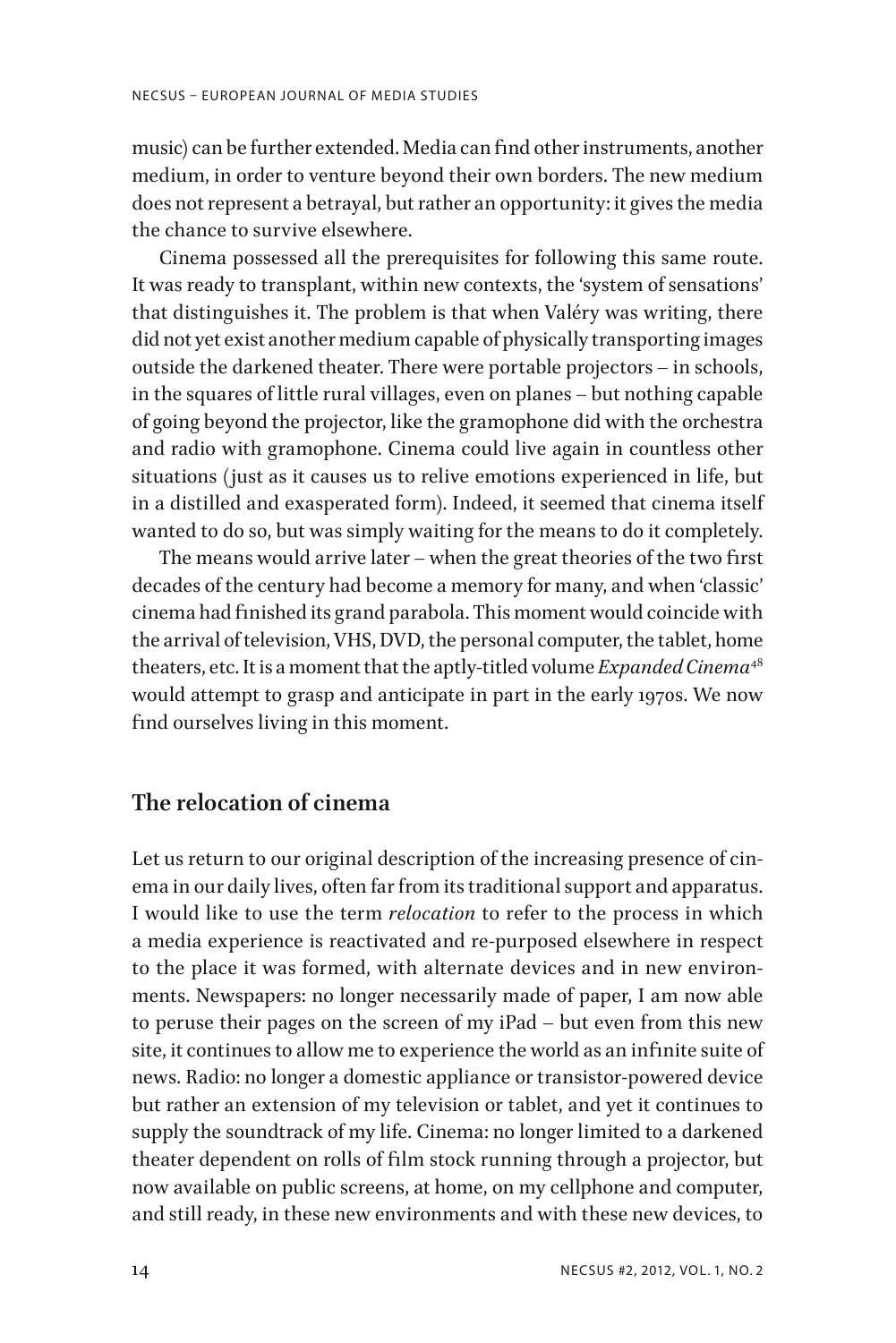music) can be further extended. Media can find other instruments, another medium, in order to venture beyond their own borders. The new medium does not represent a betrayal, but rather an opportunity: it gives the media the chance to survive elsewhere.

Cinema possessed all the prerequisites for following this same route. It was ready to transplant, within new contexts, the 'system of sensations' that distinguishes it. The problem is that when Valéry was writing, there did not yet exist another medium capable of physically transporting images outside the darkened theater. There were portable projectors – in schools, in the squares of little rural villages, even on planes – but nothing capable of going beyond the projector, like the gramophone did with the orchestra and radio with gramophone. Cinema could live again in countless other situations (just as it causes us to relive emotions experienced in life, but in a distilled and exasperated form). Indeed, it seemed that cinema itself wanted to do so, but was simply waiting for the means to do it completely.

The means would arrive later – when the great theories of the two first decades of the century had become a memory for many, and when 'classic' cinema had finished its grand parabola. This moment would coincide with the arrival of television, VHS, DVD, the personal computer, the tablet, home theaters, etc. It is a moment that the aptly-titled volume *Expanded Cinema*[48] would attempt to grasp and anticipate in part in the early 1970s. We now find ourselves living in this moment.

## The relocation of cinema

Let us return to our original description of the increasing presence of cinema in our daily lives, often far from its traditional support and apparatus. I would like to use the term *relocation* to refer to the process in which a media experience is reactivated and re-purposed elsewhere in respect to the place it was formed, with alternate devices and in new environments. Newspapers: no longer necessarily made of paper, I am now able to peruse their pages on the screen of my iPad – but even from this new site, it continues to allow me to experience the world as an infinite suite of news. Radio: no longer a domestic appliance or transistor-powered device but rather an extension of my television or tablet, and yet it continues to supply the soundtrack of my life. Cinema: no longer limited to a darkened theater dependent on rolls of film stock running through a projector, but now available on public screens, at home, on my cellphone and computer, and still ready, in these new environments and with these new devices, to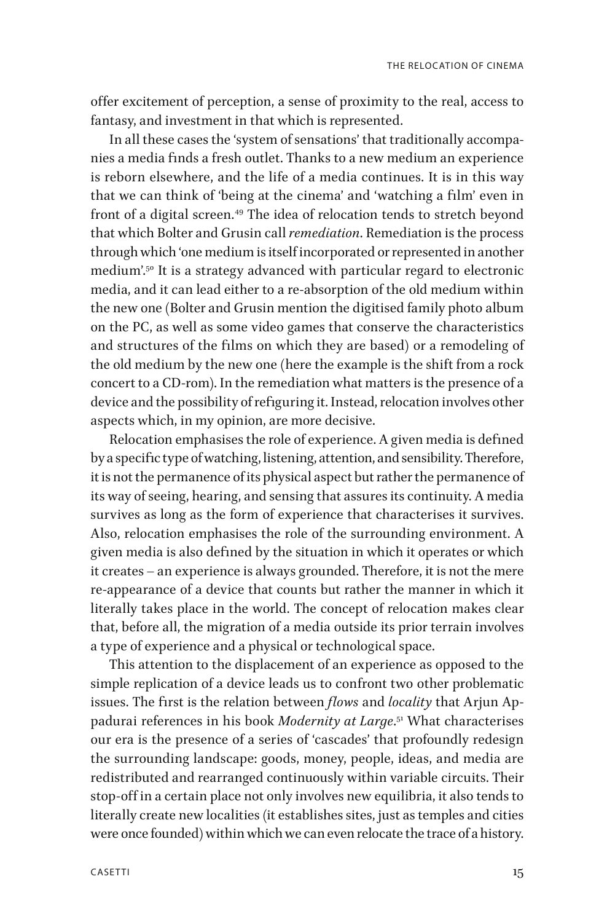offer excitement of perception, a sense of proximity to the real, access to fantasy, and investment in that which is represented.

In all these cases the 'system of sensations' that traditionally accompanies a media finds a fresh outlet. Thanks to a new medium an experience is reborn elsewhere, and the life of a media continues. It is in this way that we can think of 'being at the cinema' and 'watching a film' even in front of a digital screen.[49] The idea of relocation tends to stretch beyond that which Bolter and Grusin call *remediation*. Remediation is the process through which 'one medium is itself incorporated or represented in another medium'.[50] It is a strategy advanced with particular regard to electronic media, and it can lead either to a re-absorption of the old medium within the new one (Bolter and Grusin mention the digitised family photo album on the PC, as well as some video games that conserve the characteristics and structures of the films on which they are based) or a remodeling of the old medium by the new one (here the example is the shift from a rock concert to a CD-rom). In the remediation what matters is the presence of a device and the possibility of refiguring it. Instead, relocation involves other aspects which, in my opinion, are more decisive.

Relocation emphasises the role of experience. A given media is defined by a specific type of watching, listening, attention, and sensibility. Therefore, it is not the permanence of its physical aspect but rather the permanence of its way of seeing, hearing, and sensing that assures its continuity. A media survives as long as the form of experience that characterises it survives. Also, relocation emphasises the role of the surrounding environment. A given media is also defined by the situation in which it operates or which it creates – an experience is always grounded. Therefore, it is not the mere re-appearance of a device that counts but rather the manner in which it literally takes place in the world. The concept of relocation makes clear that, before all, the migration of a media outside its prior terrain involves a type of experience and a physical or technological space.

This attention to the displacement of an experience as opposed to the simple replication of a device leads us to confront two other problematic issues. The first is the relation between *flows* and *locality* that Arjun Appadurai references in his book *Modernity at Large*.[51] What characterises our era is the presence of a series of 'cascades' that profoundly redesign the surrounding landscape: goods, money, people, ideas, and media are redistributed and rearranged continuously within variable circuits. Their stop-off in a certain place not only involves new equilibria, it also tends to literally create new localities (it establishes sites, just as temples and cities were once founded) within which we can even relocate the trace of a history.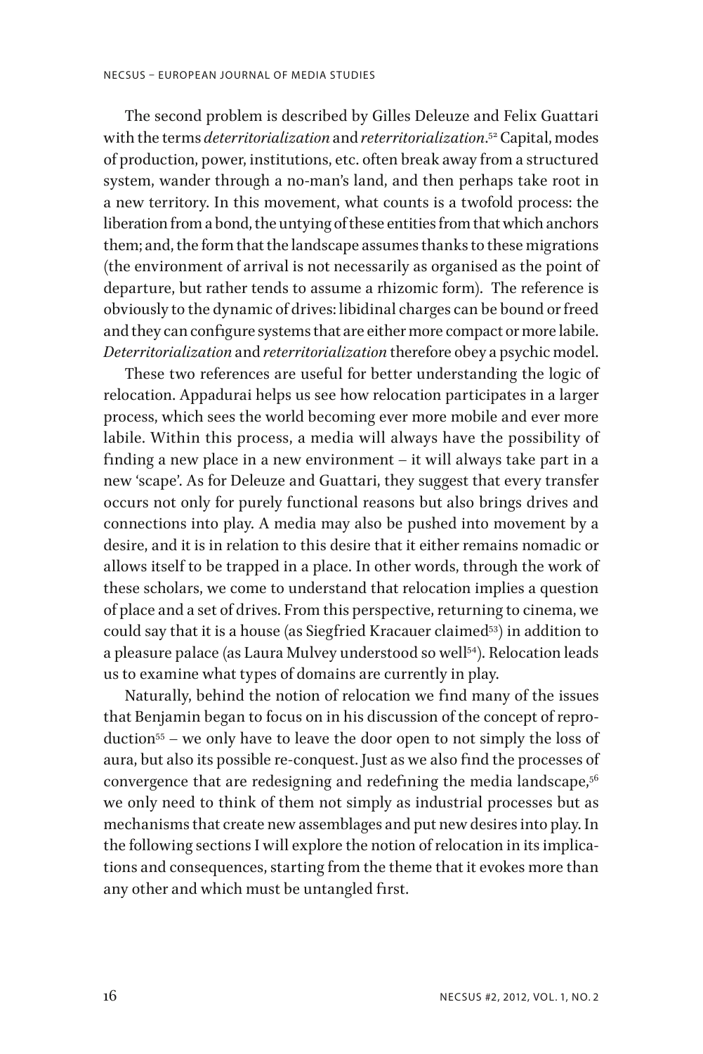The second problem is described by Gilles Deleuze and Felix Guattari with the terms *deterritorialization* and *reterritorialization*.[52] Capital, modes of production, power, institutions, etc. often break away from a structured system, wander through a no-man's land, and then perhaps take root in a new territory. In this movement, what counts is a twofold process: the liberation from a bond, the untying of these entities from that which anchors them; and, the form that the landscape assumes thanks to these migrations (the environment of arrival is not necessarily as organised as the point of departure, but rather tends to assume a rhizomic form). The reference is obviously to the dynamic of drives: libidinal charges can be bound or freed and they can configure systems that are either more compact or more labile. *Deterritorialization* and *reterritorialization* therefore obey a psychic model.

These two references are useful for better understanding the logic of relocation. Appadurai helps us see how relocation participates in a larger process, which sees the world becoming ever more mobile and ever more labile. Within this process, a media will always have the possibility of finding a new place in a new environment – it will always take part in a new 'scape'. As for Deleuze and Guattari, they suggest that every transfer occurs not only for purely functional reasons but also brings drives and connections into play. A media may also be pushed into movement by a desire, and it is in relation to this desire that it either remains nomadic or allows itself to be trapped in a place. In other words, through the work of these scholars, we come to understand that relocation implies a question of place and a set of drives. From this perspective, returning to cinema, we could say that it is a house (as Siegfried Kracauer claimed[53]) in addition to a pleasure palace (as Laura Mulvey understood so well[54]). Relocation leads us to examine what types of domains are currently in play.

Naturally, behind the notion of relocation we find many of the issues that Benjamin began to focus on in his discussion of the concept of reproduction[55] – we only have to leave the door open to not simply the loss of aura, but also its possible re-conquest. Just as we also find the processes of convergence that are redesigning and redefining the media landscape,[56] we only need to think of them not simply as industrial processes but as mechanisms that create new assemblages and put new desires into play. In the following sections I will explore the notion of relocation in its implications and consequences, starting from the theme that it evokes more than any other and which must be untangled first.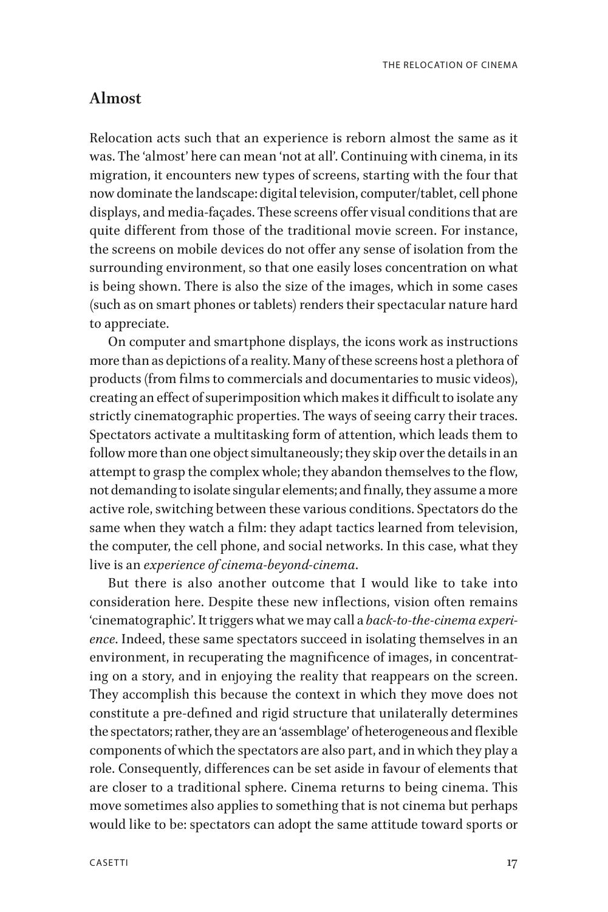## Almost

Relocation acts such that an experience is reborn almost the same as it was. The 'almost' here can mean 'not at all'. Continuing with cinema, in its migration, it encounters new types of screens, starting with the four that now dominate the landscape: digital television, computer/tablet, cell phone displays, and media-façades. These screens offer visual conditions that are quite different from those of the traditional movie screen. For instance, the screens on mobile devices do not offer any sense of isolation from the surrounding environment, so that one easily loses concentration on what is being shown. There is also the size of the images, which in some cases (such as on smart phones or tablets) renders their spectacular nature hard to appreciate.

On computer and smartphone displays, the icons work as instructions more than as depictions of a reality. Many of these screens host a plethora of products (from films to commercials and documentaries to music videos), creating an effect of superimposition which makes it difficult to isolate any strictly cinematographic properties. The ways of seeing carry their traces. Spectators activate a multitasking form of attention, which leads them to follow more than one object simultaneously; they skip over the details in an attempt to grasp the complex whole; they abandon themselves to the flow, not demanding to isolate singular elements; and finally, they assume a more active role, switching between these various conditions. Spectators do the same when they watch a film: they adapt tactics learned from television, the computer, the cell phone, and social networks. In this case, what they live is an *experience of cinema-beyond-cinema*.

But there is also another outcome that I would like to take into consideration here. Despite these new inflections, vision often remains 'cinematographic'. It triggers what we may call a *back-to-the-cinema experience*. Indeed, these same spectators succeed in isolating themselves in an environment, in recuperating the magnificence of images, in concentrating on a story, and in enjoying the reality that reappears on the screen. They accomplish this because the context in which they move does not constitute a pre-defined and rigid structure that unilaterally determines the spectators; rather, they are an 'assemblage' of heterogeneous and flexible components of which the spectators are also part, and in which they play a role. Consequently, differences can be set aside in favour of elements that are closer to a traditional sphere. Cinema returns to being cinema. This move sometimes also applies to something that is not cinema but perhaps would like to be: spectators can adopt the same attitude toward sports or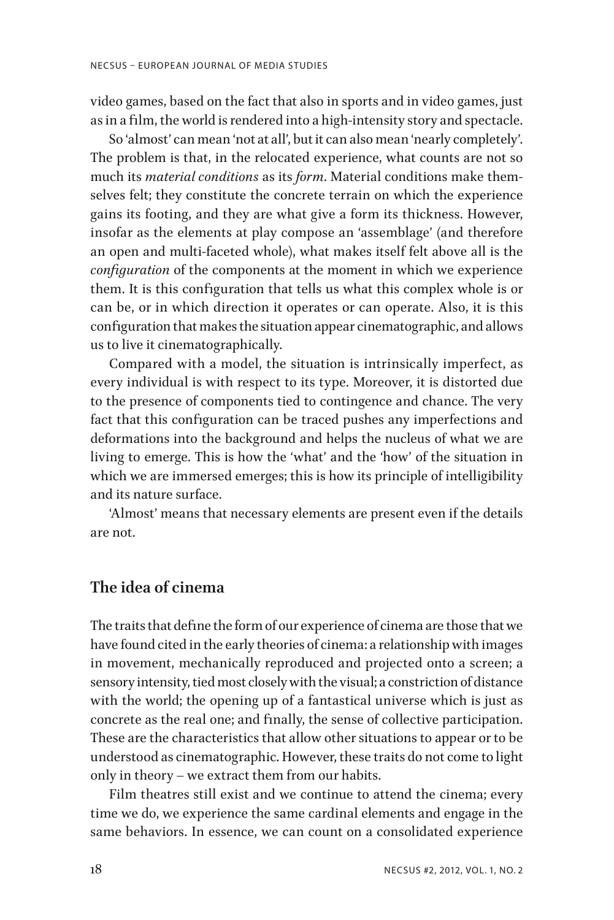video games, based on the fact that also in sports and in video games, just as in a film, the world is rendered into a high-intensity story and spectacle.

So 'almost' can mean 'not at all', but it can also mean 'nearly completely'. The problem is that, in the relocated experience, what counts are not so much its *material conditions* as its *form*. Material conditions make themselves felt; they constitute the concrete terrain on which the experience gains its footing, and they are what give a form its thickness. However, insofar as the elements at play compose an 'assemblage' (and therefore an open and multi-faceted whole), what makes itself felt above all is the *configuration* of the components at the moment in which we experience them. It is this configuration that tells us what this complex whole is or can be, or in which direction it operates or can operate. Also, it is this configuration that makes the situation appear cinematographic, and allows us to live it cinematographically.

Compared with a model, the situation is intrinsically imperfect, as every individual is with respect to its type. Moreover, it is distorted due to the presence of components tied to contingence and chance. The very fact that this configuration can be traced pushes any imperfections and deformations into the background and helps the nucleus of what we are living to emerge. This is how the 'what' and the 'how' of the situation in which we are immersed emerges; this is how its principle of intelligibility and its nature surface.

'Almost' means that necessary elements are present even if the details are not.

## The idea of cinema

The traits that define the form of our experience of cinema are those that we have found cited in the early theories of cinema: a relationship with images in movement, mechanically reproduced and projected onto a screen; a sensory intensity, tied most closely with the visual; a constriction of distance with the world; the opening up of a fantastical universe which is just as concrete as the real one; and finally, the sense of collective participation. These are the characteristics that allow other situations to appear or to be understood as cinematographic. However, these traits do not come to light only in theory – we extract them from our habits.

Film theatres still exist and we continue to attend the cinema; every time we do, we experience the same cardinal elements and engage in the same behaviors. In essence, we can count on a consolidated experience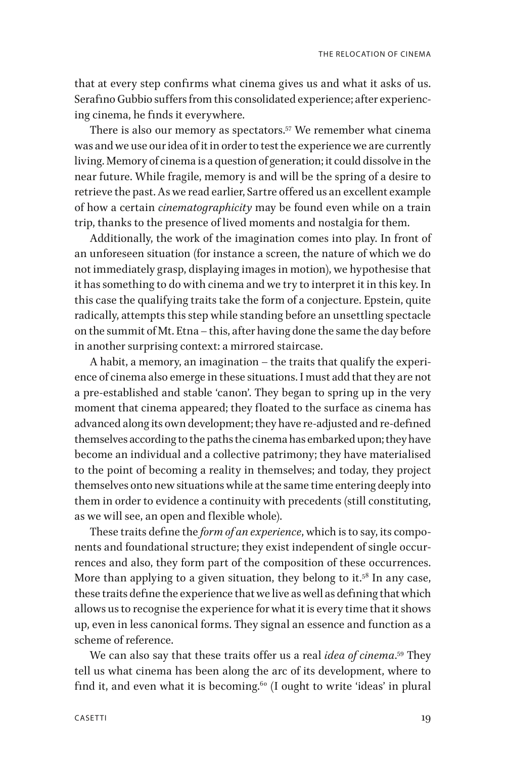that at every step confirms what cinema gives us and what it asks of us. Serafino Gubbio suffers from this consolidated experience; after experiencing cinema, he finds it everywhere.

There is also our memory as spectators.[57] We remember what cinema was and we use our idea of it in order to test the experience we are currently living. Memory of cinema is a question of generation; it could dissolve in the near future. While fragile, memory is and will be the spring of a desire to retrieve the past. As we read earlier, Sartre offered us an excellent example of how a certain *cinematographicity* may be found even while on a train trip, thanks to the presence of lived moments and nostalgia for them.

Additionally, the work of the imagination comes into play. In front of an unforeseen situation (for instance a screen, the nature of which we do not immediately grasp, displaying images in motion), we hypothesise that it has something to do with cinema and we try to interpret it in this key. In this case the qualifying traits take the form of a conjecture. Epstein, quite radically, attempts this step while standing before an unsettling spectacle on the summit of Mt. Etna – this, after having done the same the day before in another surprising context: a mirrored staircase.

A habit, a memory, an imagination – the traits that qualify the experience of cinema also emerge in these situations. I must add that they are not a pre-established and stable 'canon'. They began to spring up in the very moment that cinema appeared; they floated to the surface as cinema has advanced along its own development; they have re-adjusted and re-defined themselves according to the paths the cinema has embarked upon; they have become an individual and a collective patrimony; they have materialised to the point of becoming a reality in themselves; and today, they project themselves onto new situations while at the same time entering deeply into them in order to evidence a continuity with precedents (still constituting, as we will see, an open and flexible whole).

These traits define the *form of an experience*, which is to say, its components and foundational structure; they exist independent of single occurrences and also, they form part of the composition of these occurrences. More than applying to a given situation, they belong to it.[58] In any case, these traits define the experience that we live as well as defining that which allows us to recognise the experience for what it is every time that it shows up, even in less canonical forms. They signal an essence and function as a scheme of reference.

We can also say that these traits offer us a real *idea of cinema*.[59] They tell us what cinema has been along the arc of its development, where to find it, and even what it is becoming.[60] (I ought to write 'ideas' in plural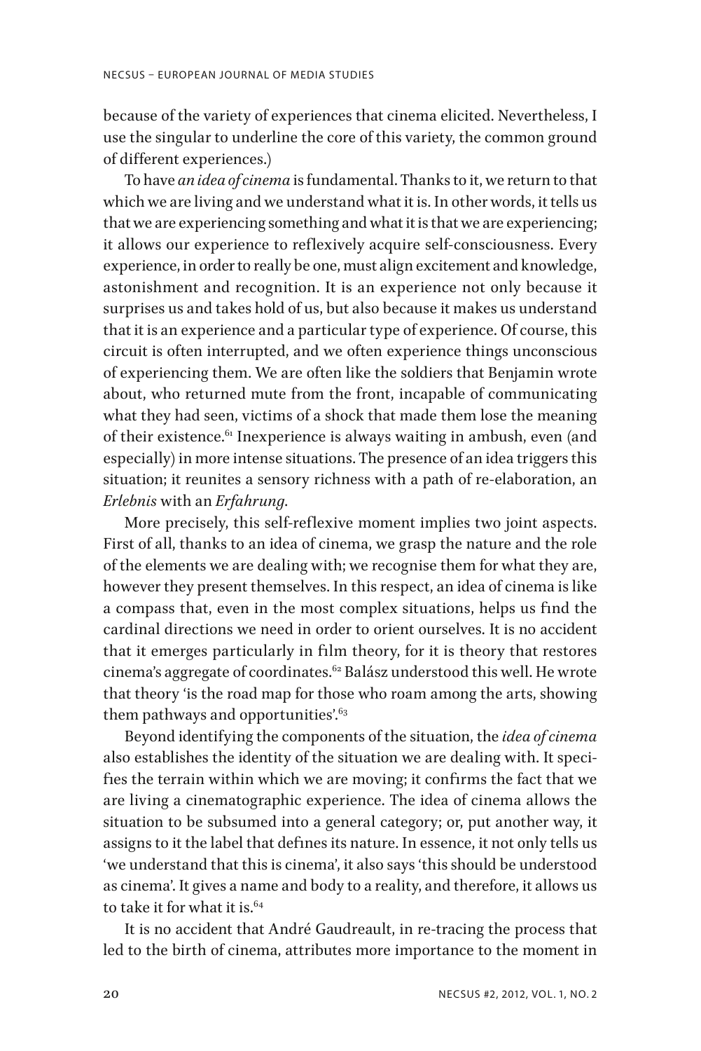because of the variety of experiences that cinema elicited. Nevertheless, I use the singular to underline the core of this variety, the common ground of different experiences.)

To have *an idea of cinema* is fundamental. Thanks to it, we return to that which we are living and we understand what it is. In other words, it tells us that we are experiencing something and what it is that we are experiencing; it allows our experience to reflexively acquire self-consciousness. Every experience, in order to really be one, must align excitement and knowledge, astonishment and recognition. It is an experience not only because it surprises us and takes hold of us, but also because it makes us understand that it is an experience and a particular type of experience. Of course, this circuit is often interrupted, and we often experience things unconscious of experiencing them. We are often like the soldiers that Benjamin wrote about, who returned mute from the front, incapable of communicating what they had seen, victims of a shock that made them lose the meaning of their existence.[61] Inexperience is always waiting in ambush, even (and especially) in more intense situations. The presence of an idea triggers this situation; it reunites a sensory richness with a path of re-elaboration, an *Erlebnis* with an *Erfahrung*.

More precisely, this self-reflexive moment implies two joint aspects. First of all, thanks to an idea of cinema, we grasp the nature and the role of the elements we are dealing with; we recognise them for what they are, however they present themselves. In this respect, an idea of cinema is like a compass that, even in the most complex situations, helps us find the cardinal directions we need in order to orient ourselves. It is no accident that it emerges particularly in film theory, for it is theory that restores cinema's aggregate of coordinates.[62] Balász understood this well. He wrote that theory 'is the road map for those who roam among the arts, showing them pathways and opportunities'.[63]

Beyond identifying the components of the situation, the *idea of cinema* also establishes the identity of the situation we are dealing with. It specifies the terrain within which we are moving; it confirms the fact that we are living a cinematographic experience. The idea of cinema allows the situation to be subsumed into a general category; or, put another way, it assigns to it the label that defines its nature. In essence, it not only tells us 'we understand that this is cinema', it also says 'this should be understood as cinema'. It gives a name and body to a reality, and therefore, it allows us to take it for what it is.[64]

It is no accident that André Gaudreault, in re-tracing the process that led to the birth of cinema, attributes more importance to the moment in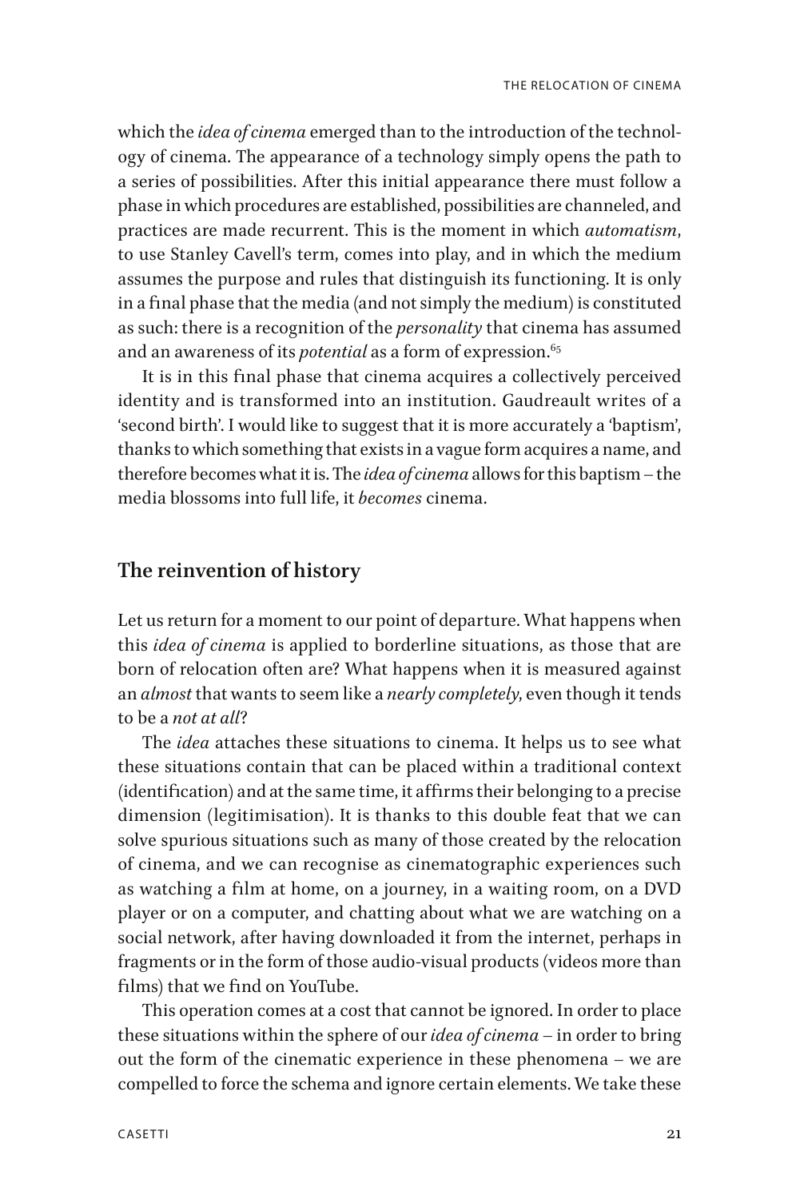which the *idea of cinema* emerged than to the introduction of the technology of cinema. The appearance of a technology simply opens the path to a series of possibilities. After this initial appearance there must follow a phase in which procedures are established, possibilities are channeled, and practices are made recurrent. This is the moment in which *automatism*, to use Stanley Cavell's term, comes into play, and in which the medium assumes the purpose and rules that distinguish its functioning. It is only in a final phase that the media (and not simply the medium) is constituted as such: there is a recognition of the *personality* that cinema has assumed and an awareness of its *potential* as a form of expression.[65]

It is in this final phase that cinema acquires a collectively perceived identity and is transformed into an institution. Gaudreault writes of a 'second birth'. I would like to suggest that it is more accurately a 'baptism', thanks to which something that exists in a vague form acquires a name, and therefore becomes what it is. The *idea of cinema* allows for this baptism – the media blossoms into full life, it *becomes* cinema.

## The reinvention of history

Let us return for a moment to our point of departure. What happens when this *idea of cinema* is applied to borderline situations, as those that are born of relocation often are? What happens when it is measured against an *almost* that wants to seem like a *nearly completely*, even though it tends to be a *not at all*?

The *idea* attaches these situations to cinema. It helps us to see what these situations contain that can be placed within a traditional context (identification) and at the same time, it affirms their belonging to a precise dimension (legitimisation). It is thanks to this double feat that we can solve spurious situations such as many of those created by the relocation of cinema, and we can recognise as cinematographic experiences such as watching a film at home, on a journey, in a waiting room, on a DVD player or on a computer, and chatting about what we are watching on a social network, after having downloaded it from the internet, perhaps in fragments or in the form of those audio-visual products (videos more than films) that we find on YouTube.

This operation comes at a cost that cannot be ignored. In order to place these situations within the sphere of our *idea of cinema* – in order to bring out the form of the cinematic experience in these phenomena – we are compelled to force the schema and ignore certain elements. We take these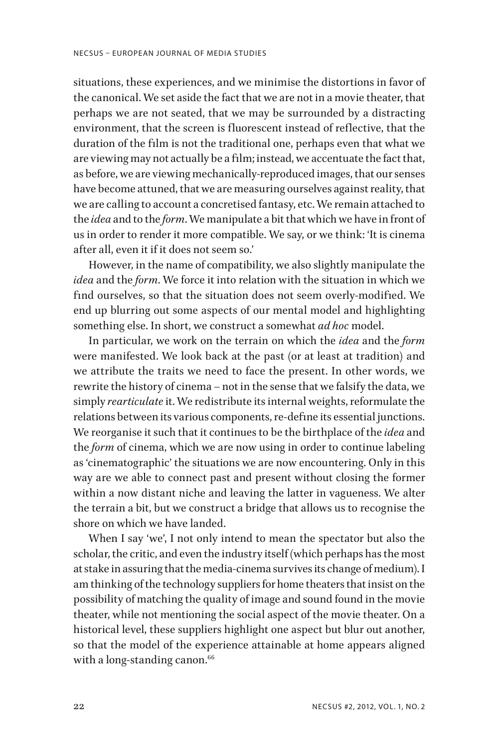situations, these experiences, and we minimise the distortions in favor of the canonical. We set aside the fact that we are not in a movie theater, that perhaps we are not seated, that we may be surrounded by a distracting environment, that the screen is fluorescent instead of reflective, that the duration of the film is not the traditional one, perhaps even that what we are viewing may not actually be a film; instead, we accentuate the fact that, as before, we are viewing mechanically-reproduced images, that our senses have become attuned, that we are measuring ourselves against reality, that we are calling to account a concretised fantasy, etc. We remain attached to the *idea* and to the *form*. We manipulate a bit that which we have in front of us in order to render it more compatible. We say, or we think: 'It is cinema after all, even it if it does not seem so.'

However, in the name of compatibility, we also slightly manipulate the *idea* and the *form*. We force it into relation with the situation in which we find ourselves, so that the situation does not seem overly-modified. We end up blurring out some aspects of our mental model and highlighting something else. In short, we construct a somewhat *ad hoc* model.

In particular, we work on the terrain on which the *idea* and the *form* were manifested. We look back at the past (or at least at tradition) and we attribute the traits we need to face the present. In other words, we rewrite the history of cinema – not in the sense that we falsify the data, we simply *rearticulate* it. We redistribute its internal weights, reformulate the relations between its various components, re-define its essential junctions. We reorganise it such that it continues to be the birthplace of the *idea* and the *form* of cinema, which we are now using in order to continue labeling as 'cinematographic' the situations we are now encountering. Only in this way are we able to connect past and present without closing the former within a now distant niche and leaving the latter in vagueness. We alter the terrain a bit, but we construct a bridge that allows us to recognise the shore on which we have landed.

When I say 'we', I not only intend to mean the spectator but also the scholar, the critic, and even the industry itself (which perhaps has the most at stake in assuring that the media-cinema survives its change of medium). I am thinking of the technology suppliers for home theaters that insist on the possibility of matching the quality of image and sound found in the movie theater, while not mentioning the social aspect of the movie theater. On a historical level, these suppliers highlight one aspect but blur out another, so that the model of the experience attainable at home appears aligned with a long-standing canon.[66]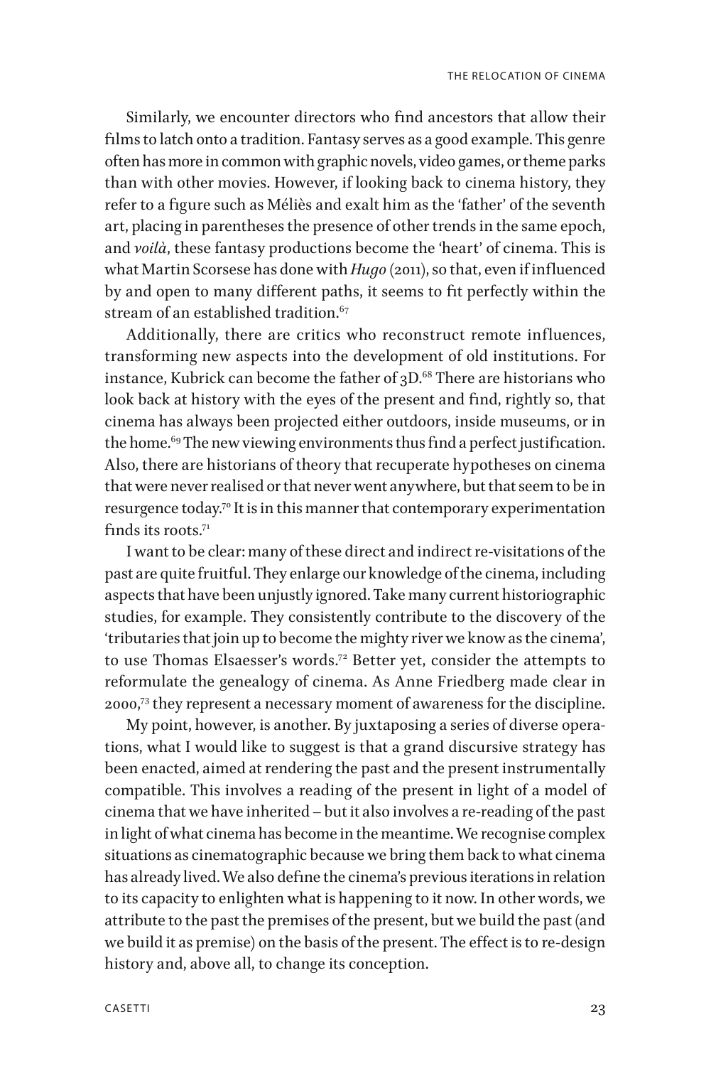Similarly, we encounter directors who find ancestors that allow their films to latch onto a tradition. Fantasy serves as a good example. This genre often has more in common with graphic novels, video games, or theme parks than with other movies. However, if looking back to cinema history, they refer to a figure such as Méliès and exalt him as the 'father' of the seventh art, placing in parentheses the presence of other trends in the same epoch, and *voilà*, these fantasy productions become the 'heart' of cinema. This is what Martin Scorsese has done with *Hugo* (2011), so that, even if influenced by and open to many different paths, it seems to fit perfectly within the stream of an established tradition.[67]

Additionally, there are critics who reconstruct remote influences, transforming new aspects into the development of old institutions. For instance, Kubrick can become the father of 3D.[68] There are historians who look back at history with the eyes of the present and find, rightly so, that cinema has always been projected either outdoors, inside museums, or in the home.[69] The new viewing environments thus find a perfect justification. Also, there are historians of theory that recuperate hypotheses on cinema that were never realised or that never went anywhere, but that seem to be in resurgence today.[70] It is in this manner that contemporary experimentation finds its roots.[71]

I want to be clear: many of these direct and indirect re-visitations of the past are quite fruitful. They enlarge our knowledge of the cinema, including aspects that have been unjustly ignored. Take many current historiographic studies, for example. They consistently contribute to the discovery of the 'tributaries that join up to become the mighty river we know as the cinema', to use Thomas Elsaesser's words.[72] Better yet, consider the attempts to reformulate the genealogy of cinema. As Anne Friedberg made clear in 2000,[73] they represent a necessary moment of awareness for the discipline.

My point, however, is another. By juxtaposing a series of diverse operations, what I would like to suggest is that a grand discursive strategy has been enacted, aimed at rendering the past and the present instrumentally compatible. This involves a reading of the present in light of a model of cinema that we have inherited – but it also involves a re-reading of the past in light of what cinema has become in the meantime. We recognise complex situations as cinematographic because we bring them back to what cinema has already lived. We also define the cinema's previous iterations in relation to its capacity to enlighten what is happening to it now. In other words, we attribute to the past the premises of the present, but we build the past (and we build it as premise) on the basis of the present. The effect is to re-design history and, above all, to change its conception.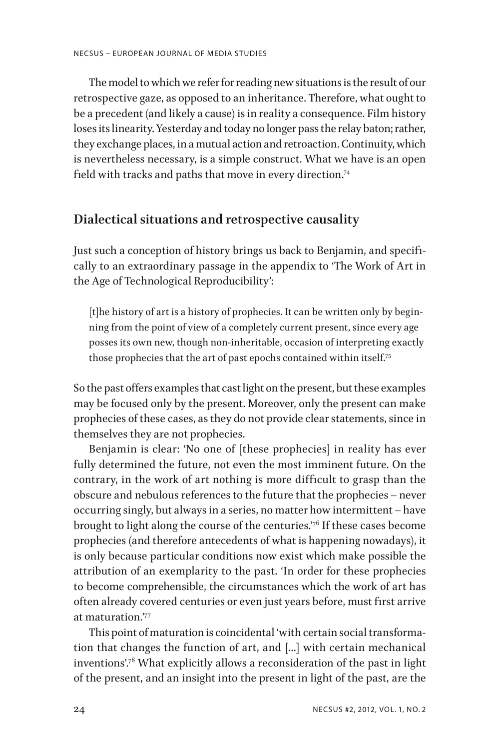The model to which we refer for reading new situations is the result of our retrospective gaze, as opposed to an inheritance. Therefore, what ought to be a precedent (and likely a cause) is in reality a consequence. Film history loses its linearity. Yesterday and today no longer pass the relay baton; rather, they exchange places, in a mutual action and retroaction. Continuity, which is nevertheless necessary, is a simple construct. What we have is an open field with tracks and paths that move in every direction.[74]

## Dialectical situations and retrospective causality

Just such a conception of history brings us back to Benjamin, and specifically to an extraordinary passage in the appendix to 'The Work of Art in the Age of Technological Reproducibility':

> [t]he history of art is a history of prophecies. It can be written only by beginning from the point of view of a completely current present, since every age posses its own new, though non-inheritable, occasion of interpreting exactly those prophecies that the art of past epochs contained within itself.[75]

So the past offers examples that cast light on the present, but these examples may be focused only by the present. Moreover, only the present can make prophecies of these cases, as they do not provide clear statements, since in themselves they are not prophecies.

Benjamin is clear: 'No one of [these prophecies] in reality has ever fully determined the future, not even the most imminent future. On the contrary, in the work of art nothing is more difficult to grasp than the obscure and nebulous references to the future that the prophecies – never occurring singly, but always in a series, no matter how intermittent – have brought to light along the course of the centuries.'[76] If these cases become prophecies (and therefore antecedents of what is happening nowadays), it is only because particular conditions now exist which make possible the attribution of an exemplarity to the past. 'In order for these prophecies to become comprehensible, the circumstances which the work of art has often already covered centuries or even just years before, must first arrive at maturation.'[77]

This point of maturation is coincidental 'with certain social transformation that changes the function of art, and [...] with certain mechanical inventions'.[78] What explicitly allows a reconsideration of the past in light of the present, and an insight into the present in light of the past, are the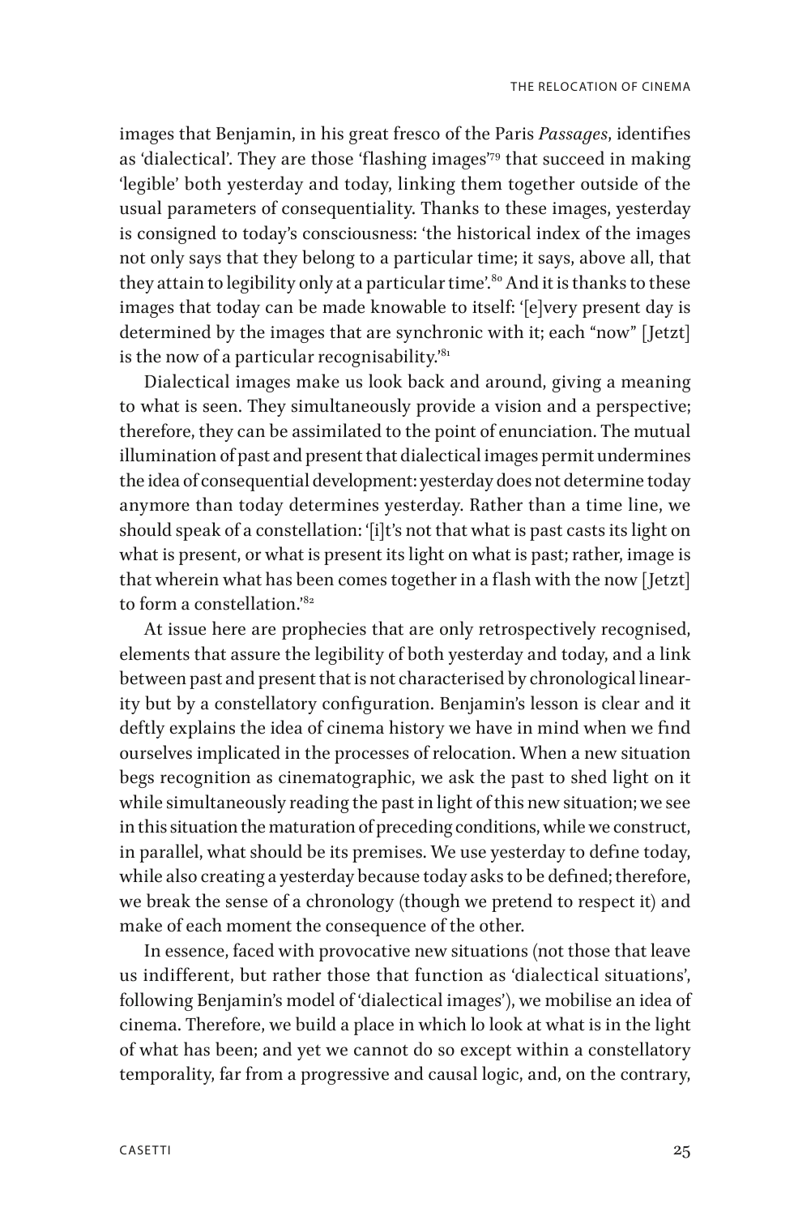images that Benjamin, in his great fresco of the Paris *Passages*, identifies as 'dialectical'. They are those 'flashing images'[79] that succeed in making 'legible' both yesterday and today, linking them together outside of the usual parameters of consequentiality. Thanks to these images, yesterday is consigned to today's consciousness: 'the historical index of the images not only says that they belong to a particular time; it says, above all, that they attain to legibility only at a particular time'.[80] And it is thanks to these images that today can be made knowable to itself: '[e]very present day is determined by the images that are synchronic with it; each "now" [Jetzt] is the now of a particular recognisability.'[81]

Dialectical images make us look back and around, giving a meaning to what is seen. They simultaneously provide a vision and a perspective; therefore, they can be assimilated to the point of enunciation. The mutual illumination of past and present that dialectical images permit undermines the idea of consequential development: yesterday does not determine today anymore than today determines yesterday. Rather than a time line, we should speak of a constellation: '[i]t's not that what is past casts its light on what is present, or what is present its light on what is past; rather, image is that wherein what has been comes together in a flash with the now [Jetzt] to form a constellation.'[82]

At issue here are prophecies that are only retrospectively recognised, elements that assure the legibility of both yesterday and today, and a link between past and present that is not characterised by chronological linearity but by a constellatory configuration. Benjamin's lesson is clear and it deftly explains the idea of cinema history we have in mind when we find ourselves implicated in the processes of relocation. When a new situation begs recognition as cinematographic, we ask the past to shed light on it while simultaneously reading the past in light of this new situation; we see in this situation the maturation of preceding conditions, while we construct, in parallel, what should be its premises. We use yesterday to define today, while also creating a yesterday because today asks to be defined; therefore, we break the sense of a chronology (though we pretend to respect it) and make of each moment the consequence of the other.

In essence, faced with provocative new situations (not those that leave us indifferent, but rather those that function as 'dialectical situations', following Benjamin's model of 'dialectical images'), we mobilise an idea of cinema. Therefore, we build a place in which lo look at what is in the light of what has been; and yet we cannot do so except within a constellatory temporality, far from a progressive and causal logic, and, on the contrary,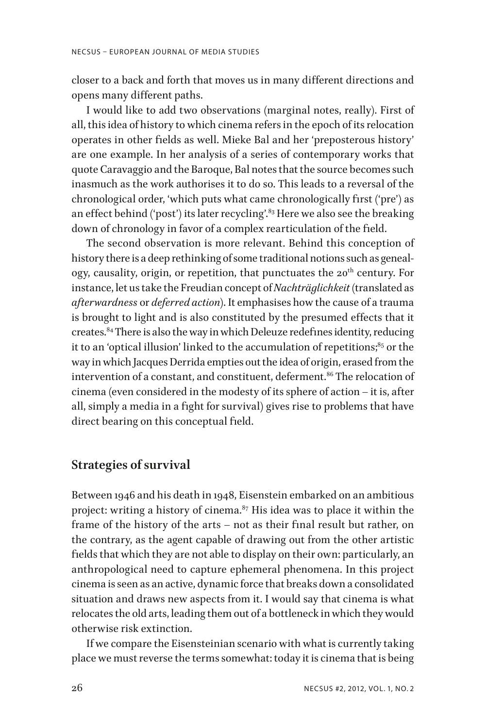closer to a back and forth that moves us in many different directions and opens many different paths.

I would like to add two observations (marginal notes, really). First of all, this idea of history to which cinema refers in the epoch of its relocation operates in other fields as well. Mieke Bal and her 'preposterous history' are one example. In her analysis of a series of contemporary works that quote Caravaggio and the Baroque, Bal notes that the source becomes such inasmuch as the work authorises it to do so. This leads to a reversal of the chronological order, 'which puts what came chronologically first ('pre') as an effect behind ('post') its later recycling'.[83] Here we also see the breaking down of chronology in favor of a complex rearticulation of the field.

The second observation is more relevant. Behind this conception of history there is a deep rethinking of some traditional notions such as genealogy, causality, origin, or repetition, that punctuates the 20th century. For instance, let us take the Freudian concept of *Nachträglichkeit* (translated as *afterwardness* or *deferred action*). It emphasises how the cause of a trauma is brought to light and is also constituted by the presumed effects that it creates.[84] There is also the way in which Deleuze redefines identity, reducing it to an 'optical illusion' linked to the accumulation of repetitions;[85] or the way in which Jacques Derrida empties out the idea of origin, erased from the intervention of a constant, and constituent, deferment.[86] The relocation of cinema (even considered in the modesty of its sphere of action – it is, after all, simply a media in a fight for survival) gives rise to problems that have direct bearing on this conceptual field.

## Strategies of survival

Between 1946 and his death in 1948, Eisenstein embarked on an ambitious project: writing a history of cinema.[87] His idea was to place it within the frame of the history of the arts – not as their final result but rather, on the contrary, as the agent capable of drawing out from the other artistic fields that which they are not able to display on their own: particularly, an anthropological need to capture ephemeral phenomena. In this project cinema is seen as an active, dynamic force that breaks down a consolidated situation and draws new aspects from it. I would say that cinema is what relocates the old arts, leading them out of a bottleneck in which they would otherwise risk extinction.

If we compare the Eisensteinian scenario with what is currently taking place we must reverse the terms somewhat: today it is cinema that is being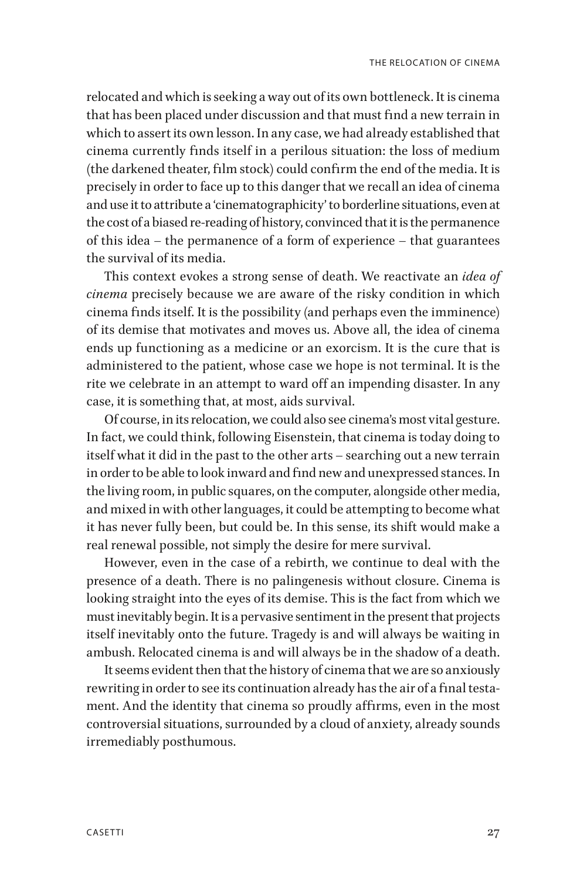relocated and which is seeking a way out of its own bottleneck. It is cinema that has been placed under discussion and that must find a new terrain in which to assert its own lesson. In any case, we had already established that cinema currently finds itself in a perilous situation: the loss of medium (the darkened theater, film stock) could confirm the end of the media. It is precisely in order to face up to this danger that we recall an idea of cinema and use it to attribute a 'cinematographicity' to borderline situations, even at the cost of a biased re-reading of history, convinced that it is the permanence of this idea – the permanence of a form of experience – that guarantees the survival of its media.

This context evokes a strong sense of death. We reactivate an *idea of cinema* precisely because we are aware of the risky condition in which cinema finds itself. It is the possibility (and perhaps even the imminence) of its demise that motivates and moves us. Above all, the idea of cinema ends up functioning as a medicine or an exorcism. It is the cure that is administered to the patient, whose case we hope is not terminal. It is the rite we celebrate in an attempt to ward off an impending disaster. In any case, it is something that, at most, aids survival.

Of course, in its relocation, we could also see cinema's most vital gesture. In fact, we could think, following Eisenstein, that cinema is today doing to itself what it did in the past to the other arts – searching out a new terrain in order to be able to look inward and find new and unexpressed stances. In the living room, in public squares, on the computer, alongside other media, and mixed in with other languages, it could be attempting to become what it has never fully been, but could be. In this sense, its shift would make a real renewal possible, not simply the desire for mere survival.

However, even in the case of a rebirth, we continue to deal with the presence of a death. There is no palingenesis without closure. Cinema is looking straight into the eyes of its demise. This is the fact from which we must inevitably begin. It is a pervasive sentiment in the present that projects itself inevitably onto the future. Tragedy is and will always be waiting in ambush. Relocated cinema is and will always be in the shadow of a death.

It seems evident then that the history of cinema that we are so anxiously rewriting in order to see its continuation already has the air of a final testament. And the identity that cinema so proudly affirms, even in the most controversial situations, surrounded by a cloud of anxiety, already sounds irremediably posthumous.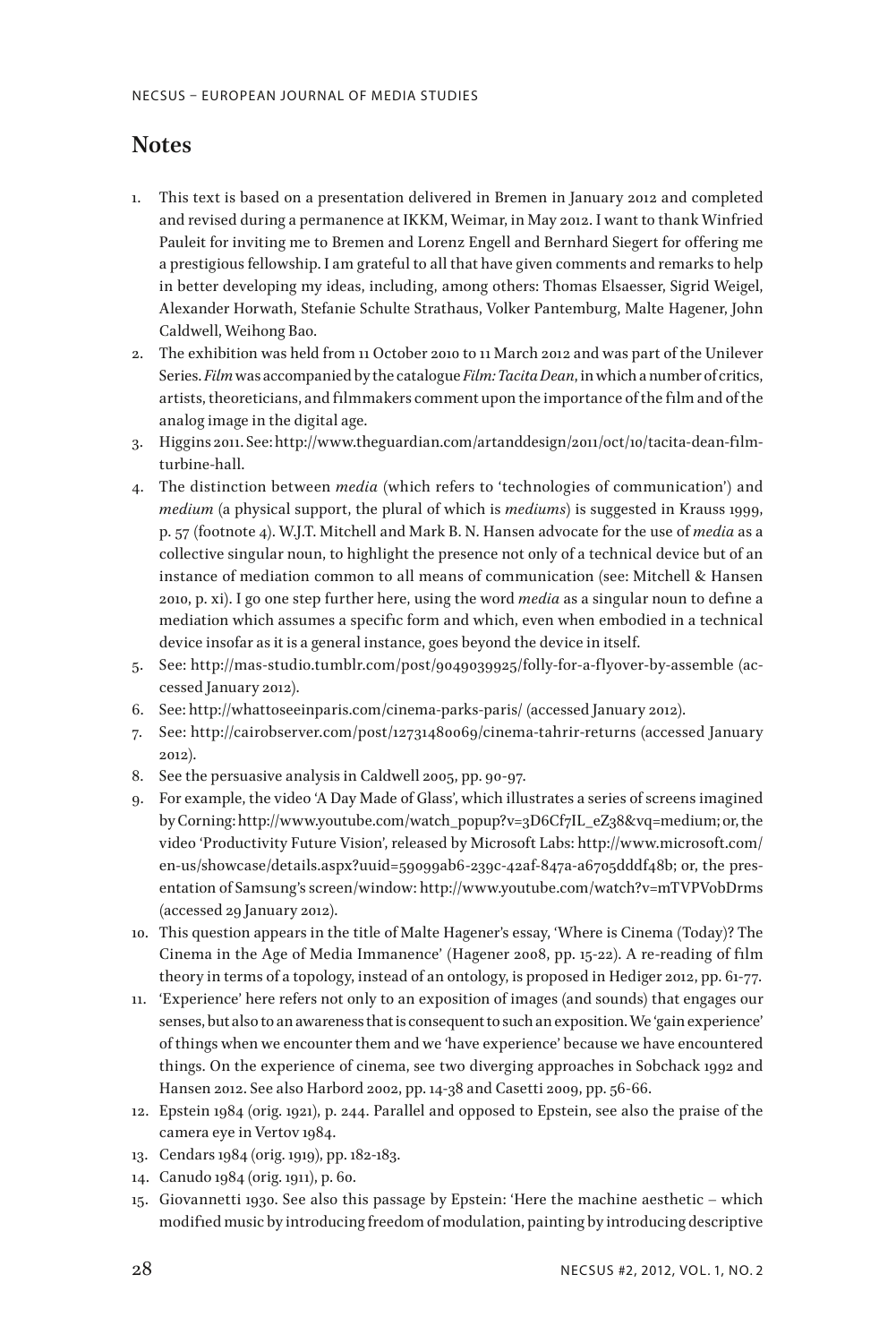## Notes

1. This text is based on a presentation delivered in Bremen in January 2012 and completed and revised during a permanence at IKKM, Weimar, in May 2012. I want to thank Winfried Pauleit for inviting me to Bremen and Lorenz Engell and Bernhard Siegert for offering me a prestigious fellowship. I am grateful to all that have given comments and remarks to help in better developing my ideas, including, among others: Thomas Elsaesser, Sigrid Weigel, Alexander Horwath, Stefanie Schulte Strathaus, Volker Pantenburg, Malte Hagener, John Caldwell, Weihong Bao.
2. The exhibition was held from 11 October 2010 to 11 March 2012 and was part of the Unilever Series. *Film* was accompanied by the catalogue *Film: Tacita Dean*, in which a number of critics, artists, theoreticians, and filmmakers comment upon the importance of the film and of the analog image in the digital age.
3. Higgins 2011. See: http://www.theguardian.com/artanddesign/2011/oct/10/tacita-dean-film-turbine-hall.
4. The distinction between *media* (which refers to 'technologies of communication') and *medium* (a physical support, the plural of which is *mediums*) is suggested in Krauss 1999, p. 57 (footnote 4). W.J.T. Mitchell and Mark B. N. Hansen advocate for the use of *media* as a collective singular noun, to highlight the presence not only of a technical device but of an instance of mediation common to all means of communication (see: Mitchell & Hansen 2010, p. xi). I go one step further here, using the word *media* as a singular noun to define a mediation which assumes a specific form and which, even when embodied in a technical device insofar as it is a general instance, goes beyond the device in itself.
5. See: http://mas-studio.tumblr.com/post/9049039925/folly-for-a-flyover-by-assemble (accessed January 2012).
6. See: http://whattoseeinparis.com/cinema-parks-paris/ (accessed January 2012).
7. See: http://cairobserver.com/post/12731480069/cinema-tahrir-returns (accessed January 2012).
8. See the persuasive analysis in Caldwell 2005, pp. 90-97.
9. For example, the video 'A Day Made of Glass', which illustrates a series of screens imagined by Corning: http://www.youtube.com/watch_popup?v=3D6Cf7IL_eZ38&vq=medium; or, the video 'Productivity Future Vision', released by Microsoft Labs: http://www.microsoft.com/en-us/showcase/details.aspx?uuid=59099ab6-239c-42af-847a-a6705dddf48b; or, the presentation of Samsung's screen/window: http://www.youtube.com/watch?v=mTVPVobDrms (accessed 29 January 2012).
10. This question appears in the title of Malte Hagener's essay, 'Where is Cinema (Today)? The Cinema in the Age of Media Immanence' (Hagener 2008, pp. 15-22). A re-reading of film theory in terms of a topology, instead of an ontology, is proposed in Hediger 2012, pp. 61-77.
11. 'Experience' here refers not only to an exposition of images (and sounds) that engages our senses, but also to an awareness that is consequent to such an exposition. We 'gain experience' of things when we encounter them and we 'have experience' because we have encountered things. On the experience of cinema, see two diverging approaches in Sobchack 1992 and Hansen 2012. See also Harbord 2002, pp. 14-38 and Casetti 2009, pp. 56-66.
12. Epstein 1984 (orig. 1921), p. 244. Parallel and opposed to Epstein, see also the praise of the camera eye in Vertov 1984.
13. Cendars 1984 (orig. 1919), pp. 182-183.
14. Canudo 1984 (orig. 1911), p. 60.
15. Giovannetti 1930. See also this passage by Epstein: 'Here the machine aesthetic – which modified music by introducing freedom of modulation, painting by introducing descriptive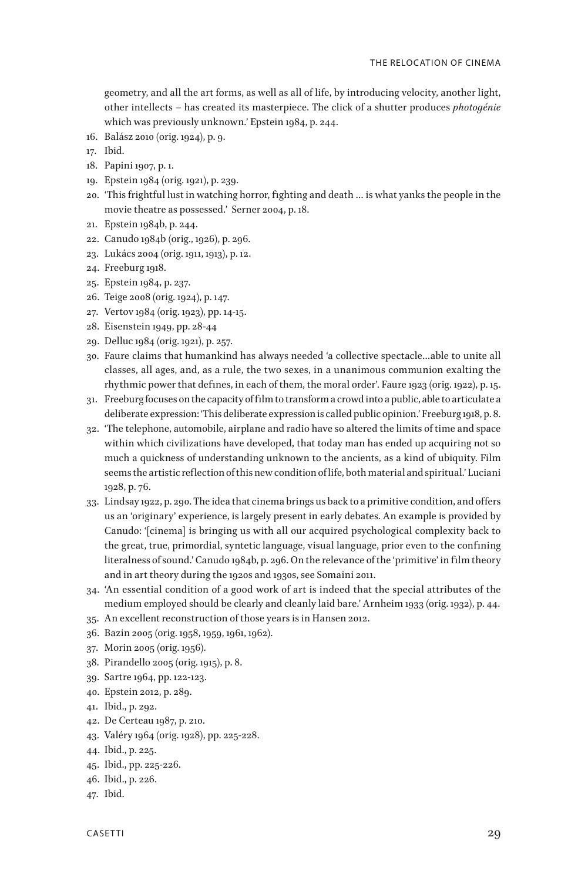geometry, and all the art forms, as well as all of life, by introducing velocity, another light, other intellects – has created its masterpiece. The click of a shutter produces *photogénie* which was previously unknown.' Epstein 1984, p. 244.

16. Balász 2010 (orig. 1924), p. 9.
17. Ibid.
18. Papini 1907, p. 1.
19. Epstein 1984 (orig. 1921), p. 239.
20. 'This frightful lust in watching horror, fighting and death … is what yanks the people in the movie theatre as possessed.' Serner 2004, p. 18.
21. Epstein 1984b, p. 244.
22. Canudo 1984b (orig., 1926), p. 296.
23. Lukács 2004 (orig. 1911, 1913), p. 12.
24. Freeburg 1918.
25. Epstein 1984, p. 237.
26. Teige 2008 (orig. 1924), p. 147.
27. Vertov 1984 (orig. 1923), pp. 14-15.
28. Eisenstein 1949, pp. 28-44
29. Delluc 1984 (orig. 1921), p. 257.
30. Faure claims that humankind has always needed 'a collective spectacle…able to unite all classes, all ages, and, as a rule, the two sexes, in a unanimous communion exalting the rhythmic power that defines, in each of them, the moral order'. Faure 1923 (orig. 1922), p. 15.
31. Freeburg focuses on the capacity of film to transform a crowd into a public, able to articulate a deliberate expression: 'This deliberate expression is called public opinion.' Freeburg 1918, p. 8.
32. 'The telephone, automobile, airplane and radio have so altered the limits of time and space within which civilizations have developed, that today man has ended up acquiring not so much a quickness of understanding unknown to the ancients, as a kind of ubiquity. Film seems the artistic reflection of this new condition of life, both material and spiritual.' Luciani 1928, p. 76.
33. Lindsay 1922, p. 290. The idea that cinema brings us back to a primitive condition, and offers us an 'originary' experience, is largely present in early debates. An example is provided by Canudo: '[cinema] is bringing us with all our acquired psychological complexity back to the great, true, primordial, syntetic language, visual language, prior even to the confining literalness of sound.' Canudo 1984b, p. 296. On the relevance of the 'primitive' in film theory and in art theory during the 1920s and 1930s, see Somaini 2011.
34. 'An essential condition of a good work of art is indeed that the special attributes of the medium employed should be clearly and cleanly laid bare.' Arnheim 1933 (orig. 1932), p. 44.
35. An excellent reconstruction of those years is in Hansen 2012.
36. Bazin 2005 (orig. 1958, 1959, 1961, 1962).
37. Morin 2005 (orig. 1956).
38. Pirandello 2005 (orig. 1915), p. 8.
39. Sartre 1964, pp. 122-123.
40. Epstein 2012, p. 289.
41. Ibid., p. 292.
42. De Certeau 1987, p. 210.
43. Valéry 1964 (orig. 1928), pp. 225-228.
44. Ibid., p. 225.
45. Ibid., pp. 225-226.
46. Ibid., p. 226.
47. Ibid.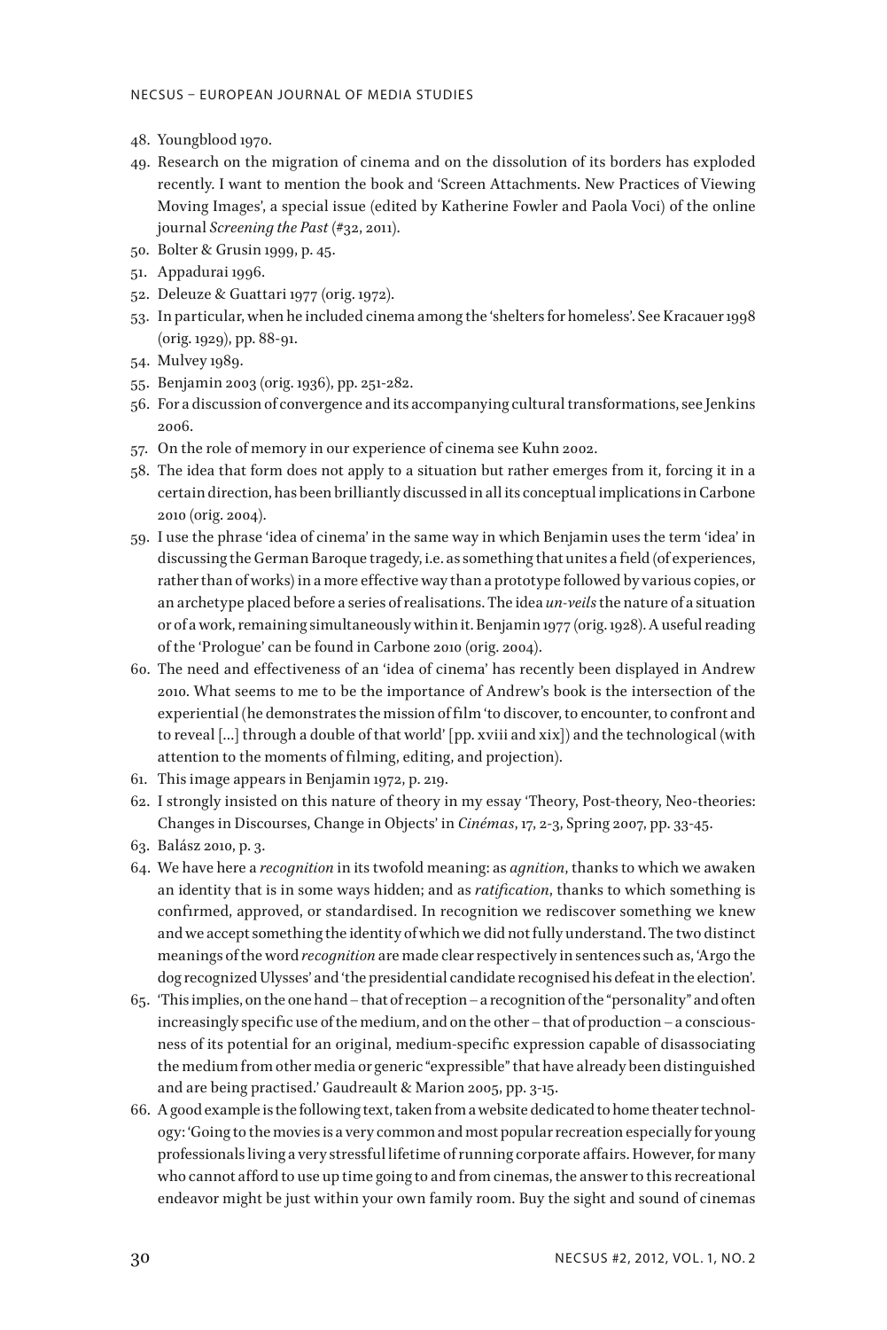48. Youngblood 1970.
49. Research on the migration of cinema and on the dissolution of its borders has exploded recently. I want to mention the book and 'Screen Attachments. New Practices of Viewing Moving Images', a special issue (edited by Katherine Fowler and Paola Voci) of the online journal *Screening the Past* (#32, 2011).
50. Bolter & Grusin 1999, p. 45.
51. Appadurai 1996.
52. Deleuze & Guattari 1977 (orig. 1972).
53. In particular, when he included cinema among the 'shelters for homeless'. See Kracauer 1998 (orig. 1929), pp. 88-91.
54. Mulvey 1989.
55. Benjamin 2003 (orig. 1936), pp. 251-282.
56. For a discussion of convergence and its accompanying cultural transformations, see Jenkins 2006.
57. On the role of memory in our experience of cinema see Kuhn 2002.
58. The idea that form does not apply to a situation but rather emerges from it, forcing it in a certain direction, has been brilliantly discussed in all its conceptual implications in Carbone 2010 (orig. 2004).
59. I use the phrase 'idea of cinema' in the same way in which Benjamin uses the term 'idea' in discussing the German Baroque tragedy, i.e. as something that unites a field (of experiences, rather than of works) in a more effective way than a prototype followed by various copies, or an archetype placed before a series of realisations. The idea *un-veils* the nature of a situation or of a work, remaining simultaneously within it. Benjamin 1977 (orig. 1928). A useful reading of the 'Prologue' can be found in Carbone 2010 (orig. 2004).
60. The need and effectiveness of an 'idea of cinema' has recently been displayed in Andrew 2010. What seems to me to be the importance of Andrew's book is the intersection of the experiential (he demonstrates the mission of film 'to discover, to encounter, to confront and to reveal [...] through a double of that world' [pp. xviii and xix]) and the technological (with attention to the moments of filming, editing, and projection).
61. This image appears in Benjamin 1972, p. 219.
62. I strongly insisted on this nature of theory in my essay 'Theory, Post-theory, Neo-theories: Changes in Discourses, Change in Objects' in *Cinémas*, 17, 2-3, Spring 2007, pp. 33-45.
63. Balász 2010, p. 3.
64. We have here a *recognition* in its twofold meaning: as *agnition*, thanks to which we awaken an identity that is in some ways hidden; and as *ratification*, thanks to which something is confirmed, approved, or standardised. In recognition we rediscover something we knew and we accept something the identity of which we did not fully understand. The two distinct meanings of the word *recognition* are made clear respectively in sentences such as, 'Argo the dog recognized Ulysses' and 'the presidential candidate recognised his defeat in the election'.
65. 'This implies, on the one hand – that of reception – a recognition of the "personality" and often increasingly specific use of the medium, and on the other – that of production – a consciousness of its potential for an original, medium-specific expression capable of disassociating the medium from other media or generic "expressible" that have already been distinguished and are being practised.' Gaudreault & Marion 2005, pp. 3-15.
66. A good example is the following text, taken from a website dedicated to home theater technology: 'Going to the movies is a very common and most popular recreation especially for young professionals living a very stressful lifetime of running corporate affairs. However, for many who cannot afford to use up time going to and from cinemas, the answer to this recreational endeavor might be just within your own family room. Buy the sight and sound of cinemas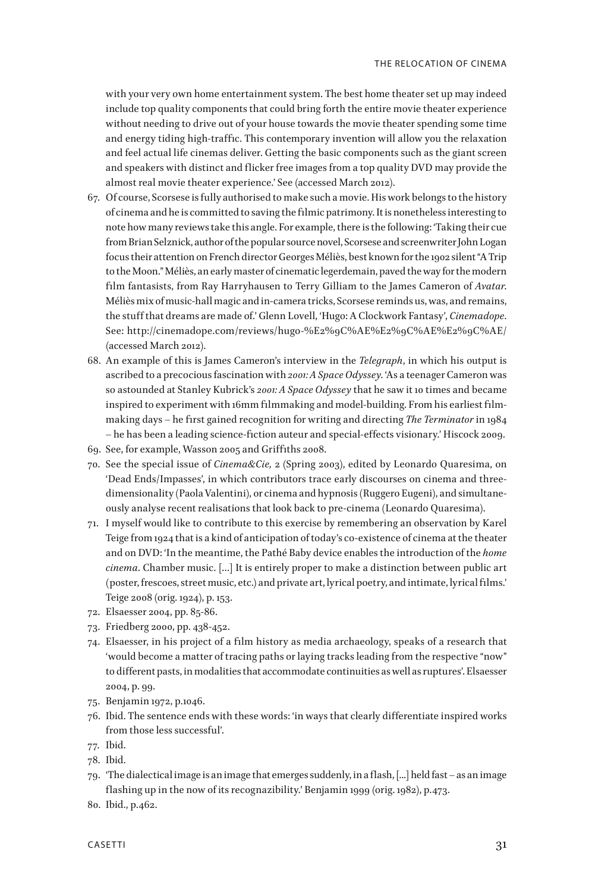with your very own home entertainment system. The best home theater set up may indeed include top quality components that could bring forth the entire movie theater experience without needing to drive out of your house towards the movie theater spending some time and energy tiding high-traffic. This contemporary invention will allow you the relaxation and feel actual life cinemas deliver. Getting the basic components such as the giant screen and speakers with distinct and flicker free images from a top quality DVD may provide the almost real movie theater experience.' See (accessed March 2012).

67. Of course, Scorsese is fully authorised to make such a movie. His work belongs to the history of cinema and he is committed to saving the filmic patrimony. It is nonetheless interesting to note how many reviews take this angle. For example, there is the following: 'Taking their cue from Brian Selznick, author of the popular source novel, Scorsese and screenwriter John Logan focus their attention on French director Georges Méliès, best known for the 1902 silent "A Trip to the Moon." Méliès, an early master of cinematic legerdemain, paved the way for the modern film fantasists, from Ray Harryhausen to Terry Gilliam to the James Cameron of *Avatar*. Méliès mix of music-hall magic and in-camera tricks, Scorsese reminds us, was, and remains, the stuff that dreams are made of.' Glenn Lovell, 'Hugo: A Clockwork Fantasy', *Cinemadope*. See: http://cinemadope.com/reviews/hugo-%E2%9C%AE%E2%9C%AE%E2%9C%AE/ (accessed March 2012).
68. An example of this is James Cameron's interview in the *Telegraph*, in which his output is ascribed to a precocious fascination with *2001: A Space Odyssey*. 'As a teenager Cameron was so astounded at Stanley Kubrick's *2001: A Space Odyssey* that he saw it 10 times and became inspired to experiment with 16mm filmmaking and model-building. From his earliest film-making days – he first gained recognition for writing and directing *The Terminator* in 1984 – he has been a leading science-fiction auteur and special-effects visionary.' Hiscock 2009.
69. See, for example, Wasson 2005 and Griffiths 2008.
70. See the special issue of *Cinema&Cie,* 2 (Spring 2003), edited by Leonardo Quaresima, on 'Dead Ends/Impasses', in which contributors trace early discourses on cinema and three-dimensionality (Paola Valentini), or cinema and hypnosis (Ruggero Eugeni), and simultaneously analyse recent realisations that look back to pre-cinema (Leonardo Quaresima).
71. I myself would like to contribute to this exercise by remembering an observation by Karel Teige from 1924 that is a kind of anticipation of today's co-existence of cinema at the theater and on DVD: 'In the meantime, the Pathé Baby device enables the introduction of the *home cinema*. Chamber music. [...] It is entirely proper to make a distinction between public art (poster, frescoes, street music, etc.) and private art, lyrical poetry, and intimate, lyrical films.' Teige 2008 (orig. 1924), p. 153.
72. Elsaesser 2004, pp. 85-86.
73. Friedberg 2000, pp. 438-452.
74. Elsaesser, in his project of a film history as media archaeology, speaks of a research that 'would become a matter of tracing paths or laying tracks leading from the respective "now" to different pasts, in modalities that accommodate continuities as well as ruptures'. Elsaesser 2004, p. 99.
75. Benjamin 1972, p.1046.
76. Ibid. The sentence ends with these words: 'in ways that clearly differentiate inspired works from those less successful'.
77. Ibid.
78. Ibid.
79. 'The dialectical image is an image that emerges suddenly, in a flash, [...] held fast – as an image flashing up in the now of its recognazibility.' Benjamin 1999 (orig. 1982), p.473.
80. Ibid., p.462.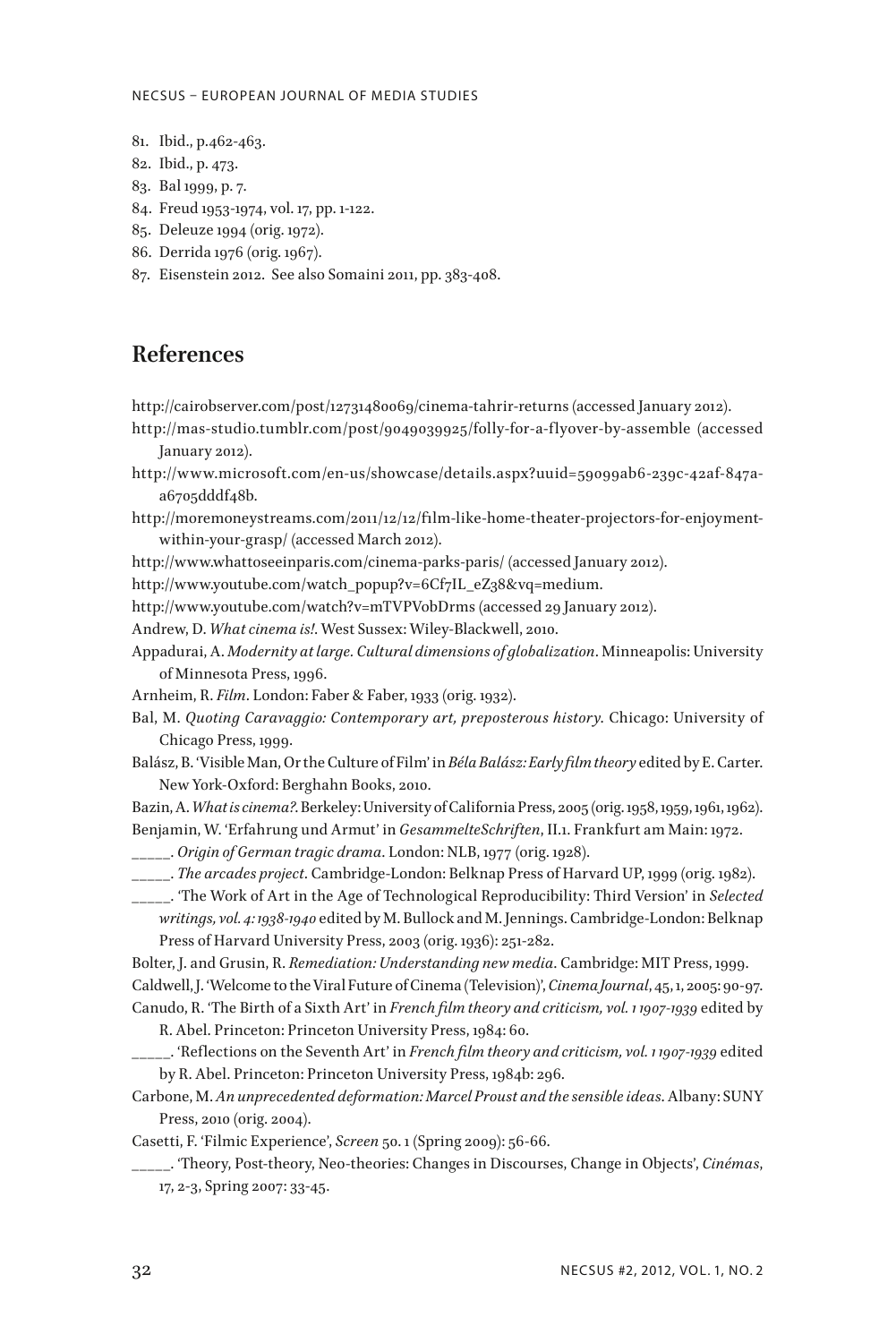81. Ibid., p.462-463.
82. Ibid., p. 473.
83. Bal 1999, p. 7.
84. Freud 1953-1974, vol. 17, pp. 1-122.
85. Deleuze 1994 (orig. 1972).
86. Derrida 1976 (orig. 1967).
87. Eisenstein 2012. See also Somaini 2011, pp. 383-408.

## References

http://cairobserver.com/post/12731480069/cinema-tahrir-returns (accessed January 2012).

http://mas-studio.tumblr.com/post/9049039925/folly-for-a-flyover-by-assemble (accessed January 2012).

http://www.microsoft.com/en-us/showcase/details.aspx?uuid=59099ab6-239c-42af-847a-a6705dddf48b.

http://moremoneystreams.com/2011/12/12/film-like-home-theater-projectors-for-enjoyment-within-your-grasp/ (accessed March 2012).

http://www.whattoseeinparis.com/cinema-parks-paris/ (accessed January 2012).

http://www.youtube.com/watch_popup?v=6Cf7IL_eZ38&vq=medium.

http://www.youtube.com/watch?v=mTVPVobDrms (accessed 29 January 2012).

Andrew, D. *What cinema is!*. West Sussex: Wiley-Blackwell, 2010.

Appadurai, A. *Modernity at large. Cultural dimensions of globalization*. Minneapolis: University of Minnesota Press, 1996.

Arnheim, R. *Film*. London: Faber & Faber, 1933 (orig. 1932).

Bal, M. *Quoting Caravaggio: Contemporary art, preposterous history*. Chicago: University of Chicago Press, 1999.

Balász, B. 'Visible Man, Or the Culture of Film' in *Béla Balász: Early film theory* edited by E. Carter. New York-Oxford: Berghahn Books, 2010.

Bazin, A. *What is cinema?*. Berkeley: University of California Press, 2005 (orig. 1958, 1959, 1961, 1962).

Benjamin, W. 'Erfahrung und Armut' in *GesammelteSchriften*, II.1. Frankfurt am Main: 1972.

_____. *Origin of German tragic drama*. London: NLB, 1977 (orig. 1928).

_____. *The arcades project*. Cambridge-London: Belknap Press of Harvard UP, 1999 (orig. 1982).

_____. 'The Work of Art in the Age of Technological Reproducibility: Third Version' in *Selected writings, vol. 4: 1938-1940* edited by M. Bullock and M. Jennings. Cambridge-London: Belknap Press of Harvard University Press, 2003 (orig. 1936): 251-282.

Bolter, J. and Grusin, R. *Remediation: Understanding new media*. Cambridge: MIT Press, 1999.

Caldwell, J. 'Welcome to the Viral Future of Cinema (Television)', *Cinema Journal*, 45, 1, 2005: 90-97.

Canudo, R. 'The Birth of a Sixth Art' in *French film theory and criticism, vol. 1 1907-1939* edited by R. Abel. Princeton: Princeton University Press, 1984: 60.

_____. 'Reflections on the Seventh Art' in *French film theory and criticism, vol. 1 1907-1939* edited by R. Abel. Princeton: Princeton University Press, 1984b: 296.

Carbone, M. *An unprecedented deformation: Marcel Proust and the sensible ideas*. Albany: SUNY Press, 2010 (orig. 2004).

Casetti, F. 'Filmic Experience', *Screen* 50. 1 (Spring 2009): 56-66.

_____. 'Theory, Post-theory, Neo-theories: Changes in Discourses, Change in Objects', *Cinémas*, 17, 2-3, Spring 2007: 33-45.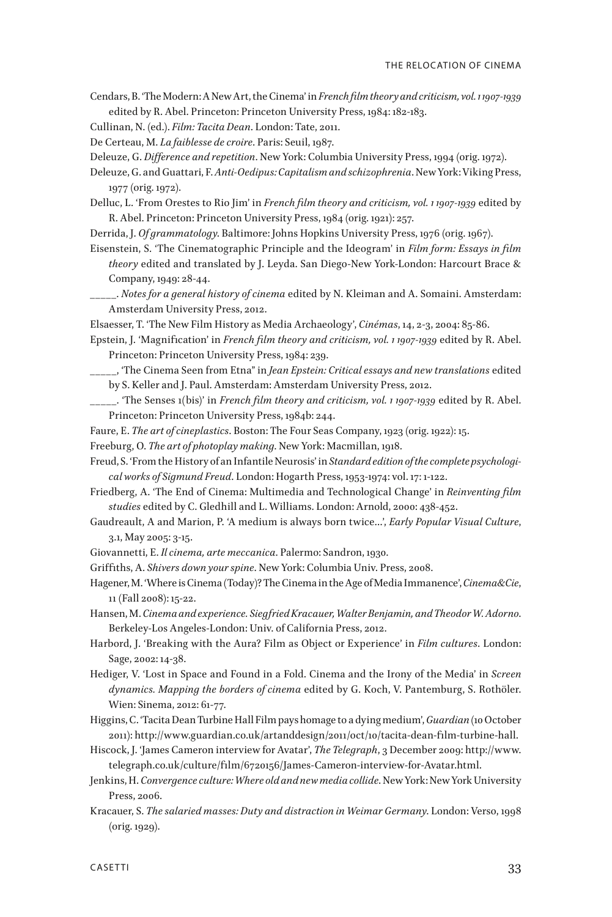Cendars, B. 'The Modern: A New Art, the Cinema' in *French film theory and criticism, vol. 1 1907-1939* edited by R. Abel. Princeton: Princeton University Press, 1984: 182-183.

Cullinan, N. (ed.). *Film: Tacita Dean*. London: Tate, 2011.

De Certeau, M. *La faiblesse de croire*. Paris: Seuil, 1987.

Deleuze, G. *Difference and repetition*. New York: Columbia University Press, 1994 (orig. 1972).

Deleuze, G. and Guattari, F. *Anti-Oedipus: Capitalism and schizophrenia*. New York: Viking Press, 1977 (orig. 1972).

Delluc, L. 'From Orestes to Rio Jim' in *French film theory and criticism, vol. 1 1907-1939* edited by R. Abel. Princeton: Princeton University Press, 1984 (orig. 1921): 257.

Derrida, J. *Of grammatology*. Baltimore: Johns Hopkins University Press, 1976 (orig. 1967).

Eisenstein, S. 'The Cinematographic Principle and the Ideogram' in *Film form: Essays in film theory* edited and translated by J. Leyda. San Diego-New York-London: Harcourt Brace & Company, 1949: 28-44.

_____. *Notes for a general history of cinema* edited by N. Kleiman and A. Somaini. Amsterdam: Amsterdam University Press, 2012.

Elsaesser, T. 'The New Film History as Media Archaeology', *Cinémas*, 14, 2-3, 2004: 85-86.

Epstein, J. 'Magnification' in *French film theory and criticism, vol. 1 1907-1939* edited by R. Abel. Princeton: Princeton University Press, 1984: 239.

_____, 'The Cinema Seen from Etna" in *Jean Epstein: Critical essays and new translations* edited by S. Keller and J. Paul. Amsterdam: Amsterdam University Press, 2012.

_____. 'The Senses 1(bis)' in *French film theory and criticism, vol. 1 1907-1939* edited by R. Abel. Princeton: Princeton University Press, 1984b: 244.

Faure, E. *The art of cineplastics*. Boston: The Four Seas Company, 1923 (orig. 1922): 15.

Freeburg, O. *The art of photoplay making*. New York: Macmillan, 1918.

Freud, S. 'From the History of an Infantile Neurosis' in *Standard edition of the complete psychological works of Sigmund Freud*. London: Hogarth Press, 1953-1974: vol. 17: 1-122.

Friedberg, A. 'The End of Cinema: Multimedia and Technological Change' in *Reinventing film studies* edited by C. Gledhill and L. Williams. London: Arnold, 2000: 438-452.

Gaudreault, A and Marion, P. 'A medium is always born twice...', *Early Popular Visual Culture*, 3.1, May 2005: 3-15.

Giovannetti, E. *Il cinema, arte meccanica*. Palermo: Sandron, 1930.

Griffiths, A. *Shivers down your spine*. New York: Columbia Univ. Press, 2008.

Hagener, M. 'Where is Cinema (Today)? The Cinema in the Age of Media Immanence', *Cinema&Cie*, 11 (Fall 2008): 15-22.

Hansen, M. *Cinema and experience. Siegfried Kracauer, Walter Benjamin, and Theodor W. Adorno*. Berkeley-Los Angeles-London: Univ. of California Press, 2012.

Harbord, J. 'Breaking with the Aura? Film as Object or Experience' in *Film cultures*. London: Sage, 2002: 14-38.

Hediger, V. 'Lost in Space and Found in a Fold. Cinema and the Irony of the Media' in *Screen dynamics. Mapping the borders of cinema* edited by G. Koch, V. Pantenburg, S. Rothöler. Wien: Sinema, 2012: 61-77.

Higgins, C. 'Tacita Dean Turbine Hall Film pays homage to a dying medium', *Guardian* (10 October 2011): http://www.guardian.co.uk/artanddesign/2011/oct/10/tacita-dean-film-turbine-hall.

Hiscock, J. 'James Cameron interview for Avatar', *The Telegraph*, 3 December 2009: http://www.telegraph.co.uk/culture/film/6720156/James-Cameron-interview-for-Avatar.html.

Jenkins, H. *Convergence culture: Where old and new media collide*. New York: New York University Press, 2006.

Kracauer, S. *The salaried masses: Duty and distraction in Weimar Germany*. London: Verso, 1998 (orig. 1929).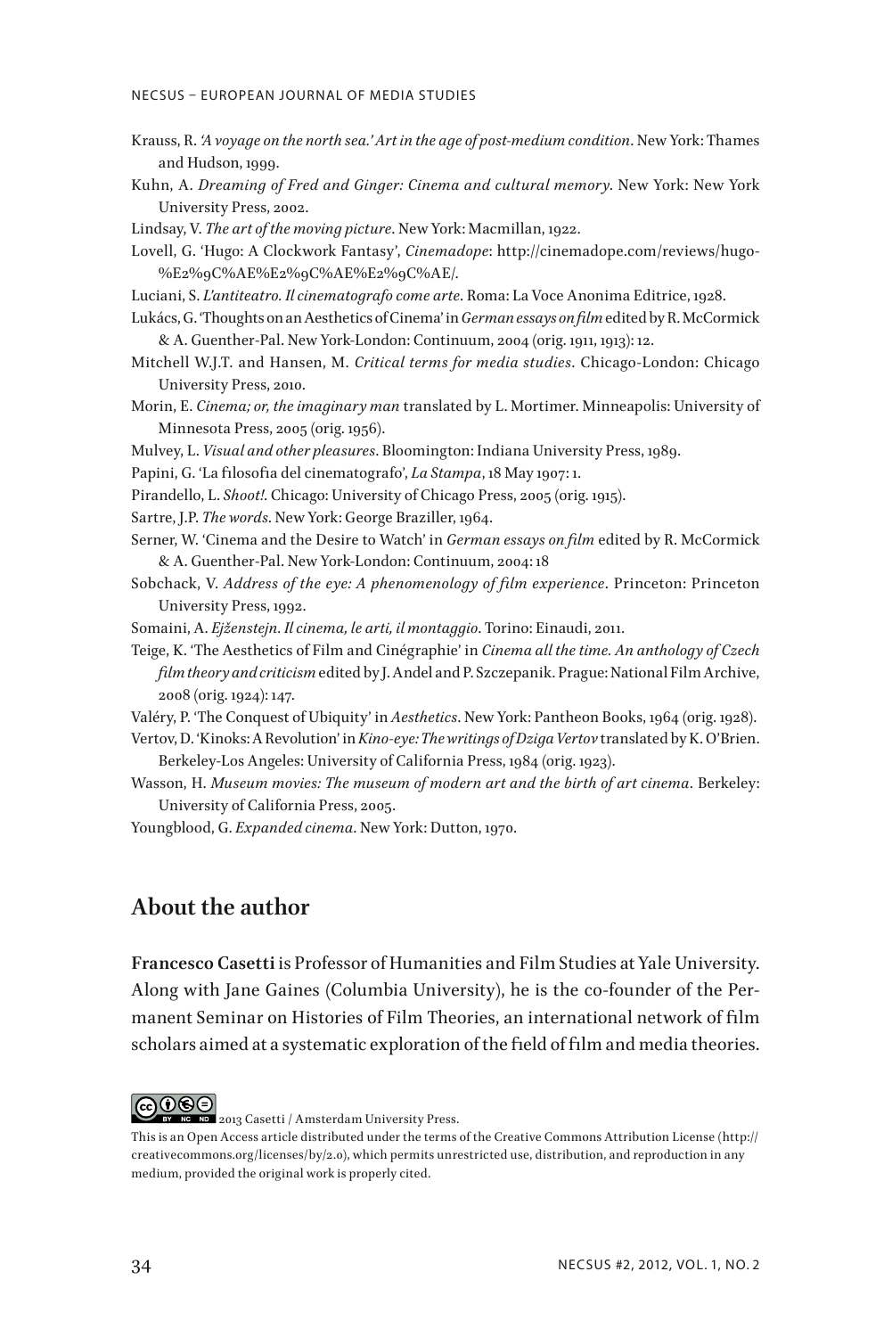Krauss, R. *'A voyage on the north sea.' Art in the age of post-medium condition*. New York: Thames and Hudson, 1999.

Kuhn, A. *Dreaming of Fred and Ginger: Cinema and cultural memory*. New York: New York University Press, 2002.

Lindsay, V. *The art of the moving picture*. New York: Macmillan, 1922.

Lovell, G. 'Hugo: A Clockwork Fantasy', *Cinemadope*: http://cinemadope.com/reviews/hugo-%E2%9C%AE%E2%9C%AE%E2%9C%AE/.

Luciani, S. *L'antiteatro. Il cinematografo come arte*. Roma: La Voce Anonima Editrice, 1928.

Lukács, G. 'Thoughts on an Aesthetics of Cinema' in *German essays on film* edited by R. McCormick & A. Guenther-Pal. New York-London: Continuum, 2004 (orig. 1911, 1913): 12.

Mitchell W.J.T. and Hansen, M. *Critical terms for media studies*. Chicago-London: Chicago University Press, 2010.

Morin, E. *Cinema; or, the imaginary man* translated by L. Mortimer. Minneapolis: University of Minnesota Press, 2005 (orig. 1956).

Mulvey, L. *Visual and other pleasures*. Bloomington: Indiana University Press, 1989.

Papini, G. 'La filosofia del cinematografo', *La Stampa*, 18 May 1907: 1.

Pirandello, L. *Shoot!*. Chicago: University of Chicago Press, 2005 (orig. 1915).

Sartre, J.P. *The words*. New York: George Braziller, 1964.

Serner, W. 'Cinema and the Desire to Watch' in *German essays on film* edited by R. McCormick & A. Guenther-Pal. New York-London: Continuum, 2004: 18

Sobchack, V. *Address of the eye: A phenomenology of film experience*. Princeton: Princeton University Press, 1992.

Somaini, A. *Ejženstejn. Il cinema, le arti, il montaggio*. Torino: Einaudi, 2011.

Teige, K. 'The Aesthetics of Film and Cinégraphie' in *Cinema all the time. An anthology of Czech film theory and criticism* edited by J. Andel and P. Szczepanik. Prague: National Film Archive, 2008 (orig. 1924): 147.

Valéry, P. 'The Conquest of Ubiquity' in *Aesthetics*. New York: Pantheon Books, 1964 (orig. 1928).

Vertov, D. 'Kinoks: A Revolution' in *Kino-eye: The writings of Dziga Vertov* translated by K. O'Brien. Berkeley-Los Angeles: University of California Press, 1984 (orig. 1923).

Wasson, H. *Museum movies: The museum of modern art and the birth of art cinema*. Berkeley: University of California Press, 2005.

Youngblood, G. *Expanded cinema*. New York: Dutton, 1970.

## About the author

**Francesco Casetti** is Professor of Humanities and Film Studies at Yale University. Along with Jane Gaines (Columbia University), he is the co-founder of the Permanent Seminar on Histories of Film Theories, an international network of film scholars aimed at a systematic exploration of the field of film and media theories.

2013 Casetti / Amsterdam University Press.

This is an Open Access article distributed under the terms of the Creative Commons Attribution License (http://creativecommons.org/licenses/by/2.0), which permits unrestricted use, distribution, and reproduction in any medium, provided the original work is properly cited.